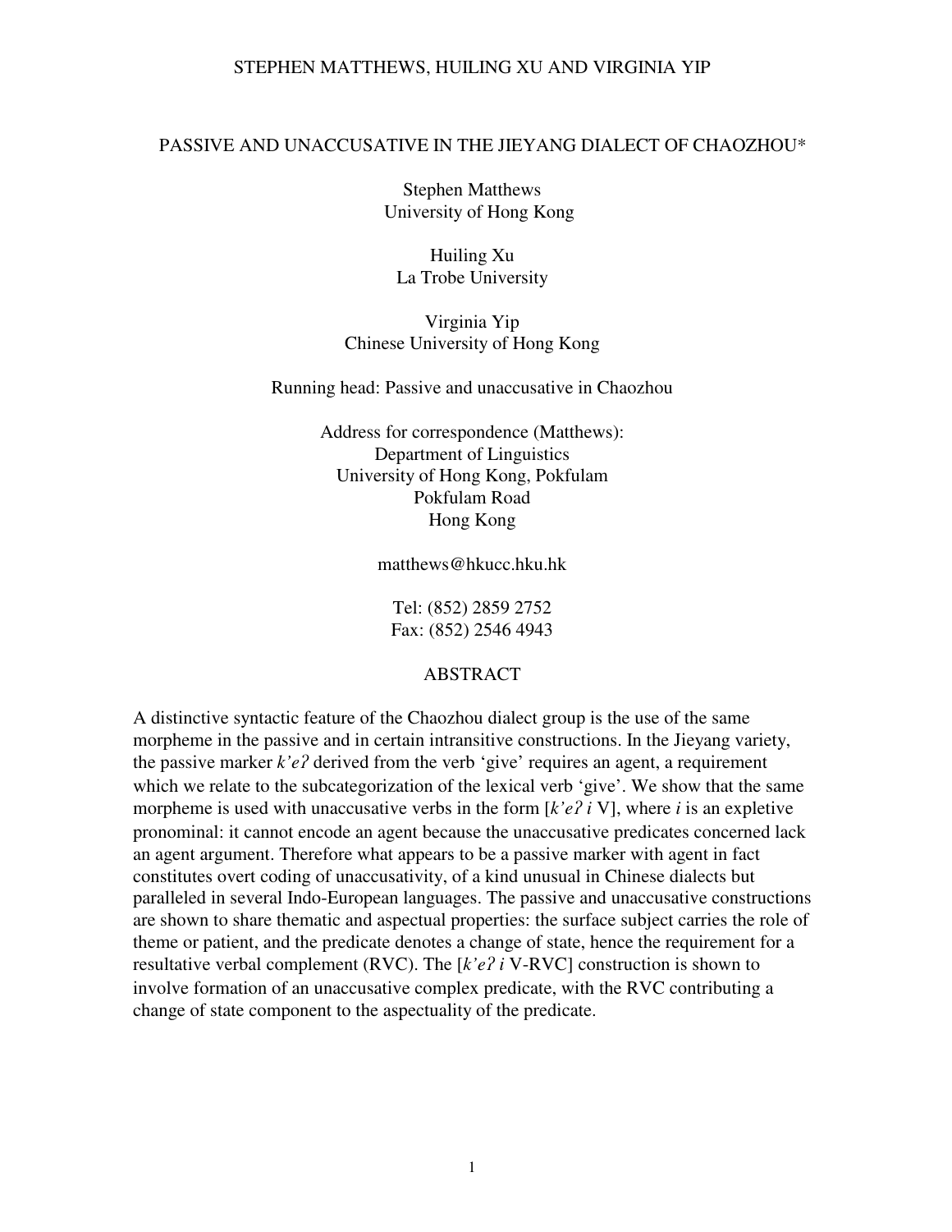# PASSIVE AND UNACCUSATIVE IN THE JIEYANG DIALECT OF CHAOZHOU*

Stephen Matthews
University of Hong Kong

Huiling Xu
La Trobe University

Virginia Yip
Chinese University of Hong Kong

Running head: Passive and unaccusative in Chaozhou

Address for correspondence (Matthews):
Department of Linguistics
University of Hong Kong, Pokfulam
Pokfulam Road
Hong Kong

matthews@hkucc.hku.hk

Tel: (852) 2859 2752
Fax: (852) 2546 4943

## ABSTRACT

A distinctive syntactic feature of the Chaozhou dialect group is the use of the same morpheme in the passive and in certain intransitive constructions. In the Jieyang variety, the passive marker *k'eʔ* derived from the verb 'give' requires an agent, a requirement which we relate to the subcategorization of the lexical verb 'give'. We show that the same morpheme is used with unaccusative verbs in the form [*k'eʔ i* V], where *i* is an expletive pronominal: it cannot encode an agent because the unaccusative predicates concerned lack an agent argument. Therefore what appears to be a passive marker with agent in fact constitutes overt coding of unaccusativity, of a kind unusual in Chinese dialects but paralleled in several Indo-European languages. The passive and unaccusative constructions are shown to share thematic and aspectual properties: the surface subject carries the role of theme or patient, and the predicate denotes a change of state, hence the requirement for a resultative verbal complement (RVC). The [*k'eʔ i* V-RVC] construction is shown to involve formation of an unaccusative complex predicate, with the RVC contributing a change of state component to the aspectuality of the predicate.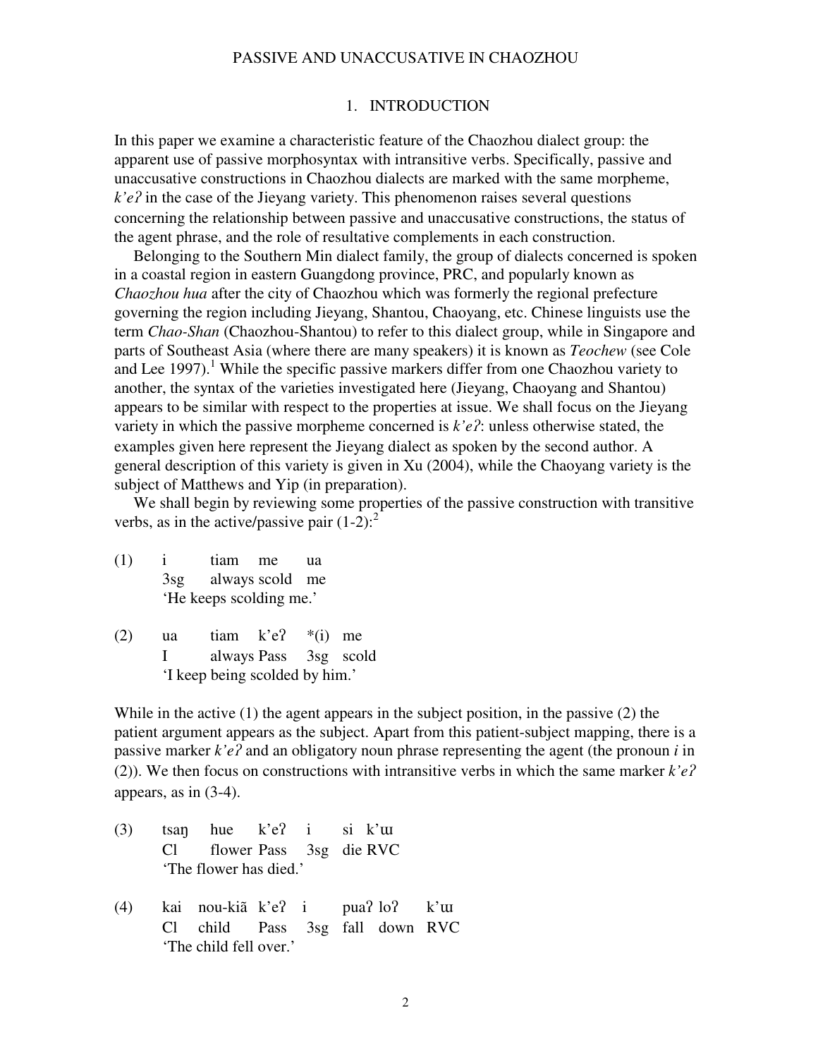## 1. INTRODUCTION

In this paper we examine a characteristic feature of the Chaozhou dialect group: the apparent use of passive morphosyntax with intransitive verbs. Specifically, passive and unaccusative constructions in Chaozhou dialects are marked with the same morpheme, *k'eʔ* in the case of the Jieyang variety. This phenomenon raises several questions concerning the relationship between passive and unaccusative constructions, the status of the agent phrase, and the role of resultative complements in each construction.

Belonging to the Southern Min dialect family, the group of dialects concerned is spoken in a coastal region in eastern Guangdong province, PRC, and popularly known as *Chaozhou hua* after the city of Chaozhou which was formerly the regional prefecture governing the region including Jieyang, Shantou, Chaoyang, etc. Chinese linguists use the term *Chao-Shan* (Chaozhou-Shantou) to refer to this dialect group, while in Singapore and parts of Southeast Asia (where there are many speakers) it is known as *Teochew* (see Cole and Lee 1997).[1] While the specific passive markers differ from one Chaozhou variety to another, the syntax of the varieties investigated here (Jieyang, Chaoyang and Shantou) appears to be similar with respect to the properties at issue. We shall focus on the Jieyang variety in which the passive morpheme concerned is *k'eʔ*: unless otherwise stated, the examples given here represent the Jieyang dialect as spoken by the second author. A general description of this variety is given in Xu (2004), while the Chaoyang variety is the subject of Matthews and Yip (in preparation).

We shall begin by reviewing some properties of the passive construction with transitive verbs, as in the active/passive pair (1-2):[2]

| (1) | i | tiam | me | ua |
|---|---|---|---|---|
| | 3sg | always | scold | me |

'He keeps scolding me.'

| (2) | ua | tiam | k'eʔ | *(i) | me |
|---|---|---|---|---|---|
| | I | always | Pass | 3sg | scold |

'I keep being scolded by him.'

While in the active (1) the agent appears in the subject position, in the passive (2) the patient argument appears as the subject. Apart from this patient-subject mapping, there is a passive marker *k'eʔ* and an obligatory noun phrase representing the agent (the pronoun *i* in (2)). We then focus on constructions with intransitive verbs in which the same marker *k'eʔ* appears, as in (3-4).

| (3) | tsaŋ | hue | k'eʔ | i | si | k'ɯ |
|---|---|---|---|---|---|---|
| | Cl | flower | Pass | 3sg | die | RVC |

'The flower has died.'

| (4) | kai | nou-kiã | k'eʔ | i | puaʔ | loʔ | k'ɯ |
|---|---|---|---|---|---|---|---|
| | Cl | child | Pass | 3sg | fall | down | RVC |

'The child fell over.'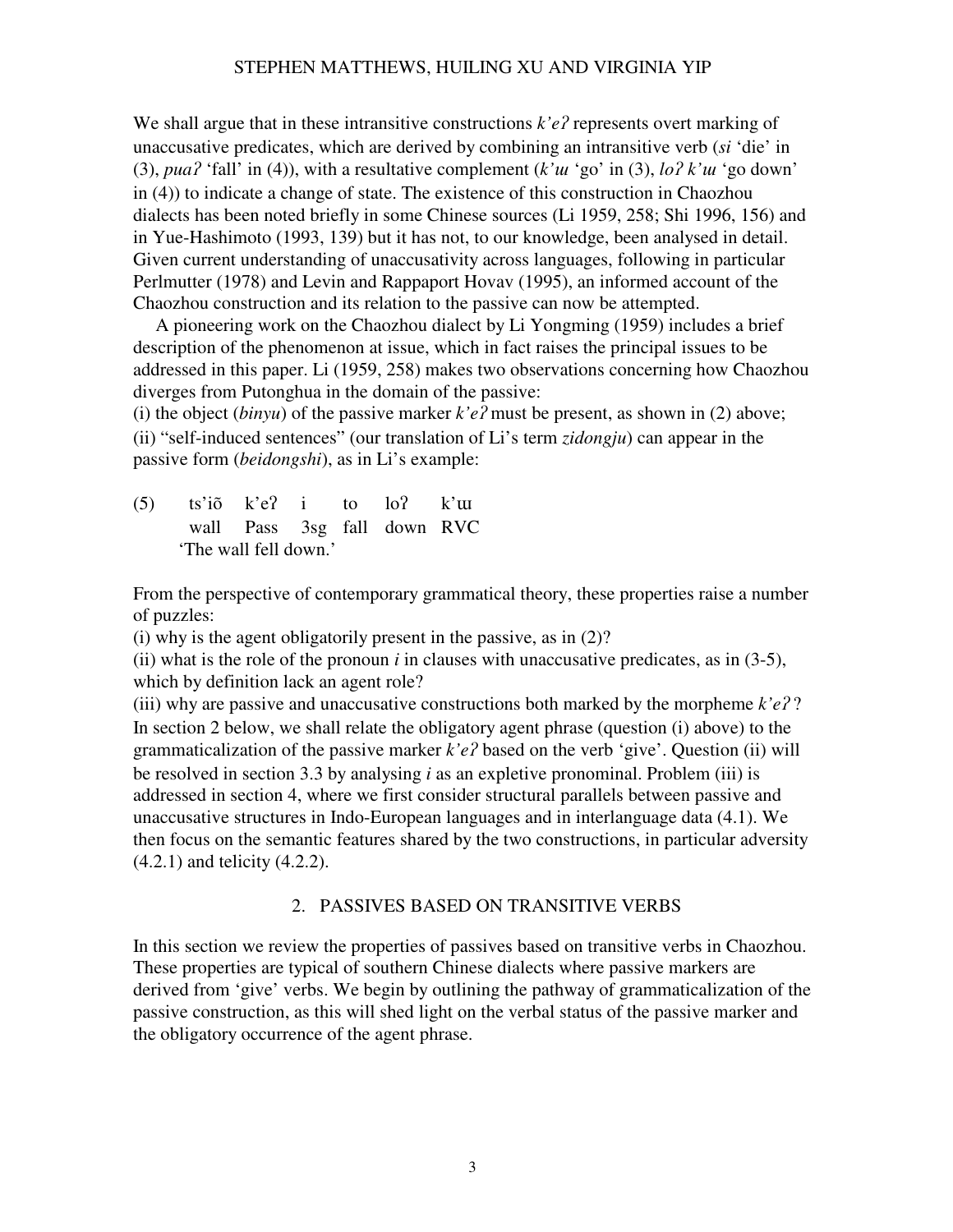We shall argue that in these intransitive constructions *k'eʔ* represents overt marking of unaccusative predicates, which are derived by combining an intransitive verb (*si* 'die' in (3), *puaʔ* 'fall' in (4)), with a resultative complement (*k'ɯ* 'go' in (3), *loʔ k'ɯ* 'go down' in (4)) to indicate a change of state. The existence of this construction in Chaozhou dialects has been noted briefly in some Chinese sources (Li 1959, 258; Shi 1996, 156) and in Yue-Hashimoto (1993, 139) but it has not, to our knowledge, been analysed in detail. Given current understanding of unaccusativity across languages, following in particular Perlmutter (1978) and Levin and Rappaport Hovav (1995), an informed account of the Chaozhou construction and its relation to the passive can now be attempted.

A pioneering work on the Chaozhou dialect by Li Yongming (1959) includes a brief description of the phenomenon at issue, which in fact raises the principal issues to be addressed in this paper. Li (1959, 258) makes two observations concerning how Chaozhou diverges from Putonghua in the domain of the passive:

(i) the object (*binyu*) of the passive marker *k'eʔ* must be present, as shown in (2) above;
(ii) "self-induced sentences" (our translation of Li's term *zidongju*) can appear in the passive form (*beidongshi*), as in Li's example:

(5) ts'iõ k'eʔ i to loʔ k'ɯ
  wall Pass 3sg fall down RVC
  'The wall fell down.'

From the perspective of contemporary grammatical theory, these properties raise a number of puzzles:

(i) why is the agent obligatorily present in the passive, as in (2)?
(ii) what is the role of the pronoun *i* in clauses with unaccusative predicates, as in (3-5), which by definition lack an agent role?
(iii) why are passive and unaccusative constructions both marked by the morpheme *k'eʔ* ?

In section 2 below, we shall relate the obligatory agent phrase (question (i) above) to the grammaticalization of the passive marker *k'eʔ* based on the verb 'give'. Question (ii) will be resolved in section 3.3 by analysing *i* as an expletive pronominal. Problem (iii) is addressed in section 4, where we first consider structural parallels between passive and unaccusative structures in Indo-European languages and in interlanguage data (4.1). We then focus on the semantic features shared by the two constructions, in particular adversity (4.2.1) and telicity (4.2.2).

## 2. PASSIVES BASED ON TRANSITIVE VERBS

In this section we review the properties of passives based on transitive verbs in Chaozhou. These properties are typical of southern Chinese dialects where passive markers are derived from 'give' verbs. We begin by outlining the pathway of grammaticalization of the passive construction, as this will shed light on the verbal status of the passive marker and the obligatory occurrence of the agent phrase.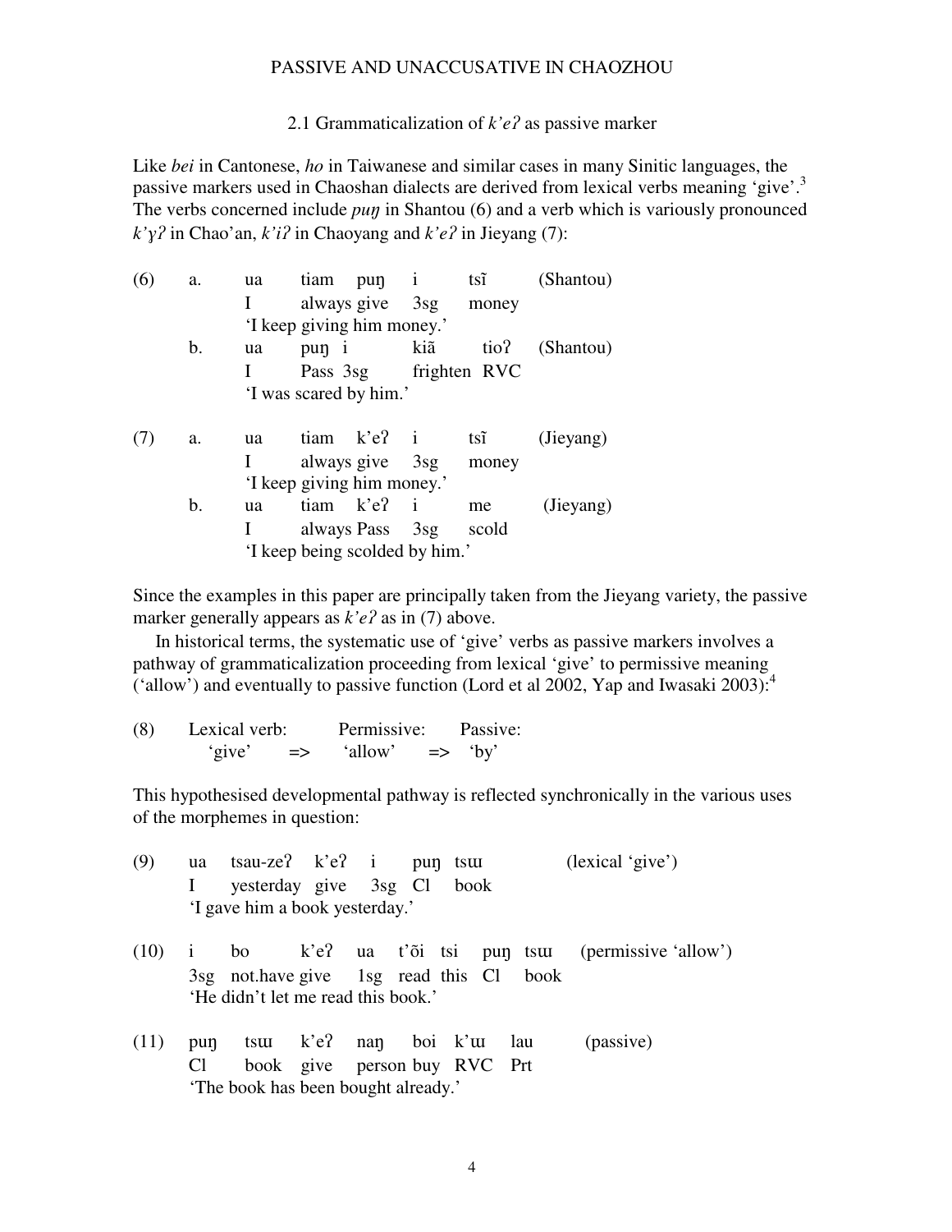### 2.1 Grammaticalization of *k'eʔ* as passive marker

Like *bei* in Cantonese, *ho* in Taiwanese and similar cases in many Sinitic languages, the passive markers used in Chaoshan dialects are derived from lexical verbs meaning 'give'.[3] The verbs concerned include *puŋ* in Shantou (6) and a verb which is variously pronounced *k'ɣʔ* in Chao'an, *k'iʔ* in Chaoyang and *k'eʔ* in Jieyang (7):

(6) a. ua tiam puŋ i tsĩ (Shantou)
I always give 3sg money
'I keep giving him money.'

b. ua puŋ i kiã tioʔ (Shantou)
I Pass 3sg frighten RVC
'I was scared by him.'

(7) a. ua tiam k'eʔ i tsĩ (Jieyang)
I always give 3sg money
'I keep giving him money.'

b. ua tiam k'eʔ i me (Jieyang)
I always Pass 3sg scold
'I keep being scolded by him.'

Since the examples in this paper are principally taken from the Jieyang variety, the passive marker generally appears as *k'eʔ* as in (7) above.

In historical terms, the systematic use of 'give' verbs as passive markers involves a pathway of grammaticalization proceeding from lexical 'give' to permissive meaning ('allow') and eventually to passive function (Lord et al 2002, Yap and Iwasaki 2003):[4]

(8) Lexical verb: Permissive: Passive:
'give' => 'allow' => 'by'

This hypothesised developmental pathway is reflected synchronically in the various uses of the morphemes in question:

(9) ua tsau-zeʔ k'eʔ i puŋ tsɯ (lexical 'give')
I yesterday give 3sg Cl book
'I gave him a book yesterday.'

(10) i bo k'eʔ ua t'õi tsi puŋ tsɯ (permissive 'allow')
3sg not.have give 1sg read this Cl book
'He didn't let me read this book.'

(11) puŋ tsɯ k'eʔ naŋ boi k'ɯ lau (passive)
Cl book give person buy RVC Prt
'The book has been bought already.'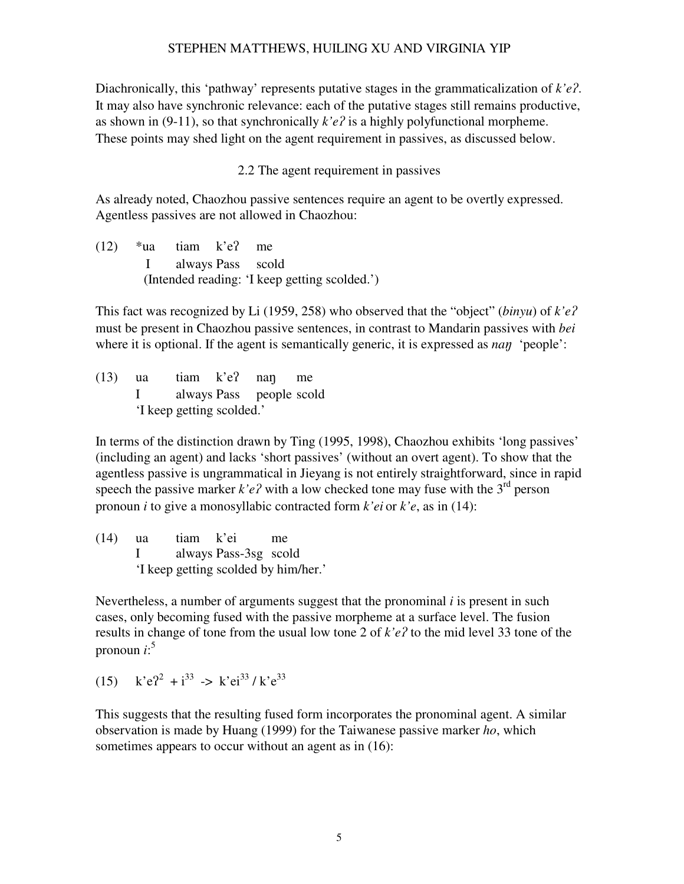Diachronically, this 'pathway' represents putative stages in the grammaticalization of *k'eʔ*. It may also have synchronic relevance: each of the putative stages still remains productive, as shown in (9-11), so that synchronically *k'eʔ* is a highly polyfunctional morpheme. These points may shed light on the agent requirement in passives, as discussed below.

## 2.2 The agent requirement in passives

As already noted, Chaozhou passive sentences require an agent to be overtly expressed. Agentless passives are not allowed in Chaozhou:

(12) &nbsp; *ua &nbsp; tiam &nbsp; k'eʔ &nbsp; me
&nbsp;&nbsp;&nbsp;&nbsp;&nbsp;&nbsp;&nbsp;&nbsp; I &nbsp; always Pass &nbsp; scold
&nbsp;&nbsp;&nbsp;&nbsp;&nbsp;&nbsp;&nbsp;&nbsp; (Intended reading: 'I keep getting scolded.')

This fact was recognized by Li (1959, 258) who observed that the "object" (*binyu*) of *k'eʔ* must be present in Chaozhou passive sentences, in contrast to Mandarin passives with *bei* where it is optional. If the agent is semantically generic, it is expressed as *naŋ* 'people':

(13) &nbsp; ua &nbsp; tiam &nbsp; k'eʔ &nbsp; naŋ &nbsp; me
&nbsp;&nbsp;&nbsp;&nbsp;&nbsp;&nbsp;&nbsp;&nbsp; I &nbsp; always Pass &nbsp; people scold
&nbsp;&nbsp;&nbsp;&nbsp;&nbsp;&nbsp;&nbsp;&nbsp; 'I keep getting scolded.'

In terms of the distinction drawn by Ting (1995, 1998), Chaozhou exhibits 'long passives' (including an agent) and lacks 'short passives' (without an overt agent). To show that the agentless passive is ungrammatical in Jieyang is not entirely straightforward, since in rapid speech the passive marker *k'eʔ* with a low checked tone may fuse with the 3rd person pronoun *i* to give a monosyllabic contracted form *k'ei* or *k'e*, as in (14):

(14) &nbsp; ua &nbsp; tiam &nbsp; k'ei &nbsp; me
&nbsp;&nbsp;&nbsp;&nbsp;&nbsp;&nbsp;&nbsp;&nbsp; I &nbsp; always Pass-3sg &nbsp; scold
&nbsp;&nbsp;&nbsp;&nbsp;&nbsp;&nbsp;&nbsp;&nbsp; 'I keep getting scolded by him/her.'

Nevertheless, a number of arguments suggest that the pronominal *i* is present in such cases, only becoming fused with the passive morpheme at a surface level. The fusion results in change of tone from the usual low tone 2 of *k'eʔ* to the mid level 33 tone of the pronoun *i*:[5]

(15) &nbsp; $k'eʔ^{2} + i^{33} \rightarrow k'ei^{33} / k'e^{33}$

This suggests that the resulting fused form incorporates the pronominal agent. A similar observation is made by Huang (1999) for the Taiwanese passive marker *ho*, which sometimes appears to occur without an agent as in (16):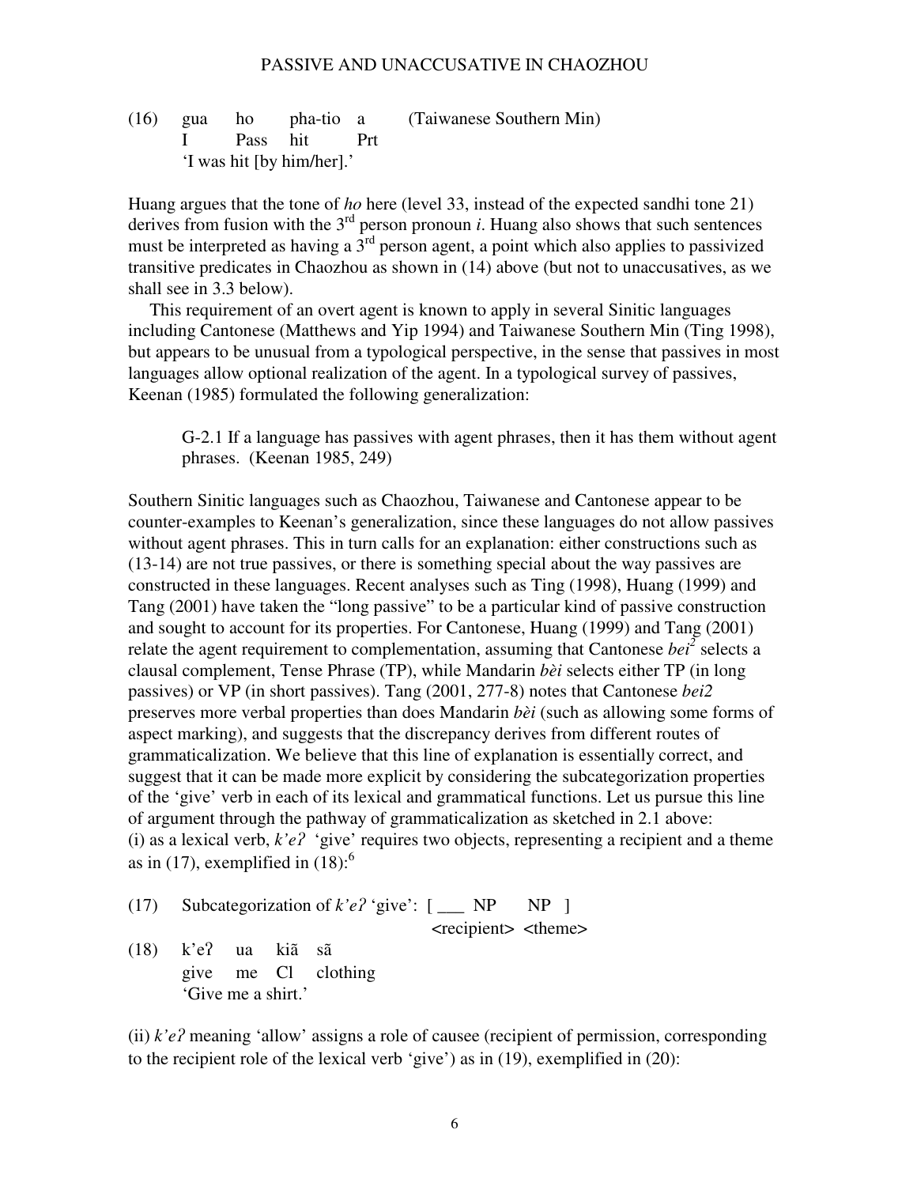(16) gua ho pha-tio a (Taiwanese Southern Min)
     I Pass hit Prt
     'I was hit [by him/her].'

Huang argues that the tone of *ho* here (level 33, instead of the expected sandhi tone 21) derives from fusion with the 3rd person pronoun *i*. Huang also shows that such sentences must be interpreted as having a 3rd person agent, a point which also applies to passivized transitive predicates in Chaozhou as shown in (14) above (but not to unaccusatives, as we shall see in 3.3 below).

This requirement of an overt agent is known to apply in several Sinitic languages including Cantonese (Matthews and Yip 1994) and Taiwanese Southern Min (Ting 1998), but appears to be unusual from a typological perspective, in the sense that passives in most languages allow optional realization of the agent. In a typological survey of passives, Keenan (1985) formulated the following generalization:

> G-2.1 If a language has passives with agent phrases, then it has them without agent phrases. (Keenan 1985, 249)

Southern Sinitic languages such as Chaozhou, Taiwanese and Cantonese appear to be counter-examples to Keenan's generalization, since these languages do not allow passives without agent phrases. This in turn calls for an explanation: either constructions such as (13-14) are not true passives, or there is something special about the way passives are constructed in these languages. Recent analyses such as Ting (1998), Huang (1999) and Tang (2001) have taken the "long passive" to be a particular kind of passive construction and sought to account for its properties. For Cantonese, Huang (1999) and Tang (2001) relate the agent requirement to complementation, assuming that Cantonese *bei*[2] selects a clausal complement, Tense Phrase (TP), while Mandarin *bèi* selects either TP (in long passives) or VP (in short passives). Tang (2001, 277-8) notes that Cantonese *bei2* preserves more verbal properties than does Mandarin *bèi* (such as allowing some forms of aspect marking), and suggests that the discrepancy derives from different routes of grammaticalization. We believe that this line of explanation is essentially correct, and suggest that it can be made more explicit by considering the subcategorization properties of the 'give' verb in each of its lexical and grammatical functions. Let us pursue this line of argument through the pathway of grammaticalization as sketched in 2.1 above:
(i) as a lexical verb, *k'eʔ* 'give' requires two objects, representing a recipient and a theme as in (17), exemplified in (18):[6]

(17) Subcategorization of *k'eʔ* 'give': [ ___ NP NP ]
     <recipient> <theme>

(18) k'eʔ ua kiã sã
     give me Cl clothing
     'Give me a shirt.'

(ii) *k'eʔ* meaning 'allow' assigns a role of causee (recipient of permission, corresponding to the recipient role of the lexical verb 'give') as in (19), exemplified in (20):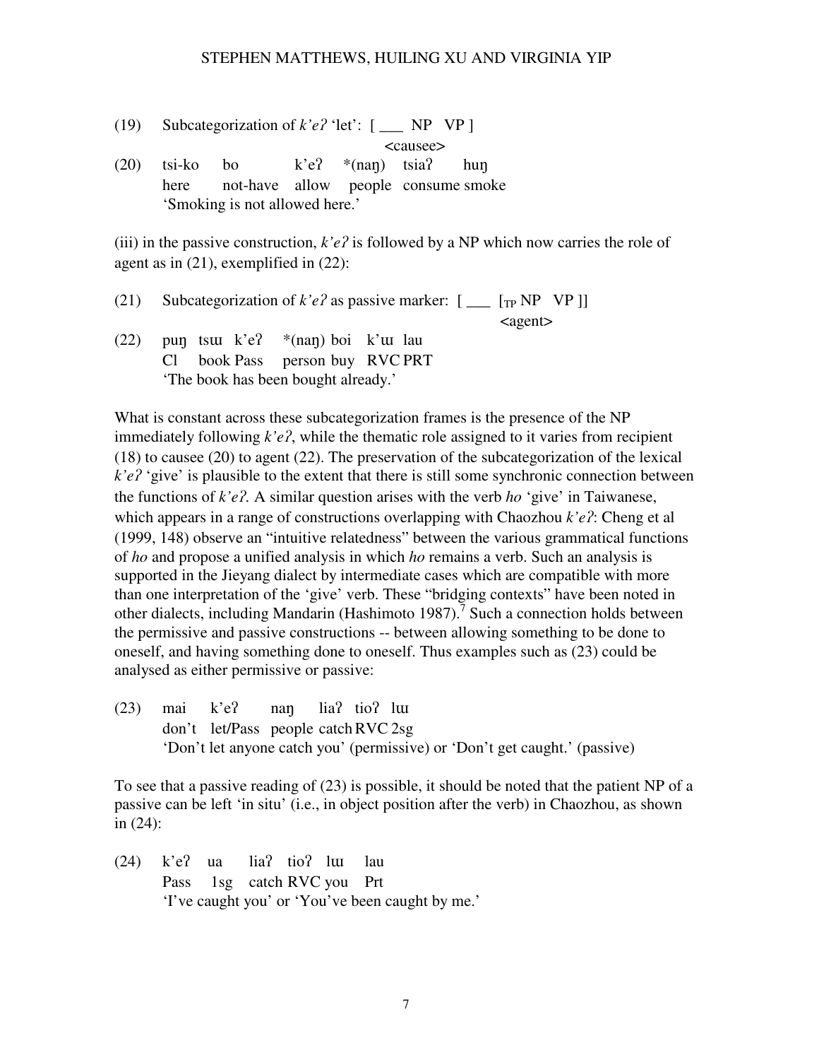(19) Subcategorization of *k'eʔ* 'let': [ ___ NP VP ]
<causee>

(20) tsi-ko bo k'eʔ *(naŋ) tsiaʔ huŋ
here not-have allow people consume smoke
'Smoking is not allowed here.'

(iii) in the passive construction, *k'eʔ* is followed by a NP which now carries the role of agent as in (21), exemplified in (22):

(21) Subcategorization of *k'eʔ* as passive marker: [ ___ [$_{TP}$ NP VP ]]
<agent>

(22) puŋ tsɯ k'eʔ *(naŋ) boi k'ɯ lau
Cl book Pass person buy RVC PRT
'The book has been bought already.'

What is constant across these subcategorization frames is the presence of the NP immediately following *k'eʔ*, while the thematic role assigned to it varies from recipient (18) to causee (20) to agent (22). The preservation of the subcategorization of the lexical *k'eʔ* 'give' is plausible to the extent that there is still some synchronic connection between the functions of *k'eʔ*. A similar question arises with the verb *ho* 'give' in Taiwanese, which appears in a range of constructions overlapping with Chaozhou *k'eʔ*: Cheng et al (1999, 148) observe an "intuitive relatedness" between the various grammatical functions of *ho* and propose a unified analysis in which *ho* remains a verb. Such an analysis is supported in the Jieyang dialect by intermediate cases which are compatible with more than one interpretation of the 'give' verb. These "bridging contexts" have been noted in other dialects, including Mandarin (Hashimoto 1987).[7] Such a connection holds between the permissive and passive constructions -- between allowing something to be done to oneself, and having something done to oneself. Thus examples such as (23) could be analysed as either permissive or passive:

(23) mai k'eʔ naŋ liaʔ tioʔ lɯ
don't let/Pass people catch RVC 2sg
'Don't let anyone catch you' (permissive) or 'Don't get caught.' (passive)

To see that a passive reading of (23) is possible, it should be noted that the patient NP of a passive can be left 'in situ' (i.e., in object position after the verb) in Chaozhou, as shown in (24):

(24) k'eʔ ua liaʔ tioʔ lɯ lau
Pass 1sg catch RVC you Prt
'I've caught you' or 'You've been caught by me.'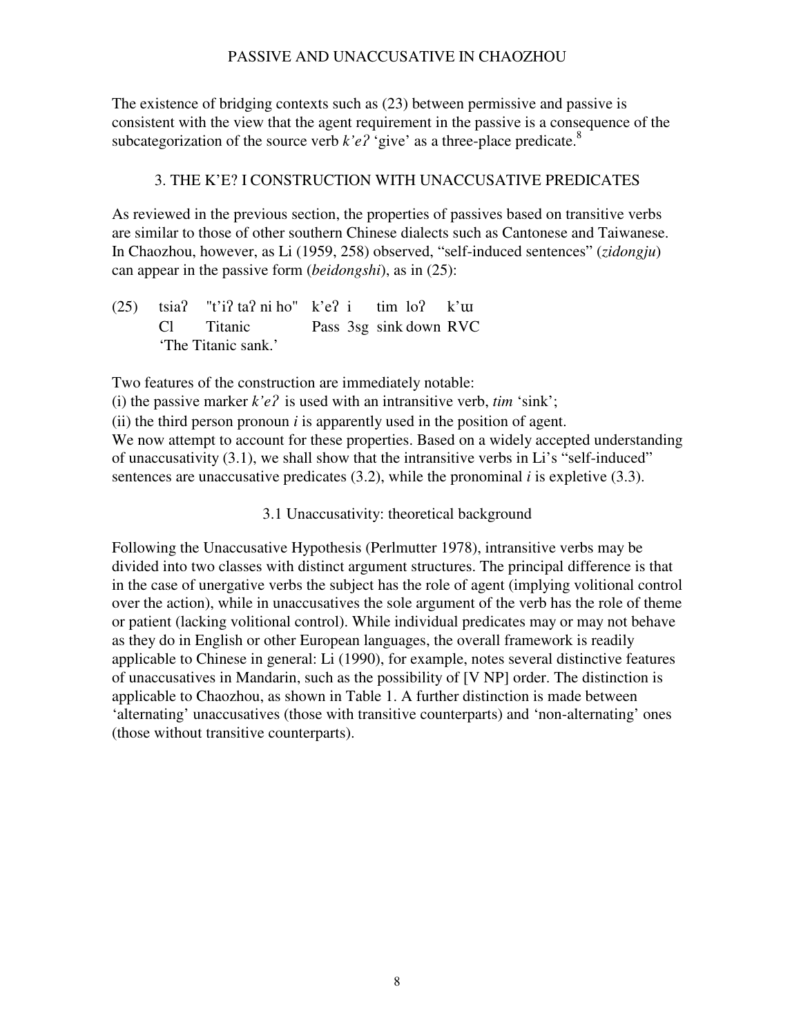The existence of bridging contexts such as (23) between permissive and passive is consistent with the view that the agent requirement in the passive is a consequence of the subcategorization of the source verb *k'eʔ* 'give' as a three-place predicate.[8]

## 3. THE K'Eʔ I CONSTRUCTION WITH UNACCUSATIVE PREDICATES

As reviewed in the previous section, the properties of passives based on transitive verbs are similar to those of other southern Chinese dialects such as Cantonese and Taiwanese. In Chaozhou, however, as Li (1959, 258) observed, "self-induced sentences" (*zidongju*) can appear in the passive form (*beidongshi*), as in (25):

| (25) | tsiaʔ | "t'iʔ taʔ ni ho" | k'eʔ | i | tim | loʔ | k'ɯ |
|---|---|---|---|---|---|---|---|
| | Cl | Titanic | Pass | 3sg | sink | down | RVC |

'The Titanic sank.'

Two features of the construction are immediately notable:
(i) the passive marker *k'eʔ* is used with an intransitive verb, *tim* 'sink';
(ii) the third person pronoun *i* is apparently used in the position of agent.
We now attempt to account for these properties. Based on a widely accepted understanding of unaccusativity (3.1), we shall show that the intransitive verbs in Li's "self-induced" sentences are unaccusative predicates (3.2), while the pronominal *i* is expletive (3.3).

### 3.1 Unaccusativity: theoretical background

Following the Unaccusative Hypothesis (Perlmutter 1978), intransitive verbs may be divided into two classes with distinct argument structures. The principal difference is that in the case of unergative verbs the subject has the role of agent (implying volitional control over the action), while in unaccusatives the sole argument of the verb has the role of theme or patient (lacking volitional control). While individual predicates may or may not behave as they do in English or other European languages, the overall framework is readily applicable to Chinese in general: Li (1990), for example, notes several distinctive features of unaccusatives in Mandarin, such as the possibility of [V NP] order. The distinction is applicable to Chaozhou, as shown in Table 1. A further distinction is made between 'alternating' unaccusatives (those with transitive counterparts) and 'non-alternating' ones (those without transitive counterparts).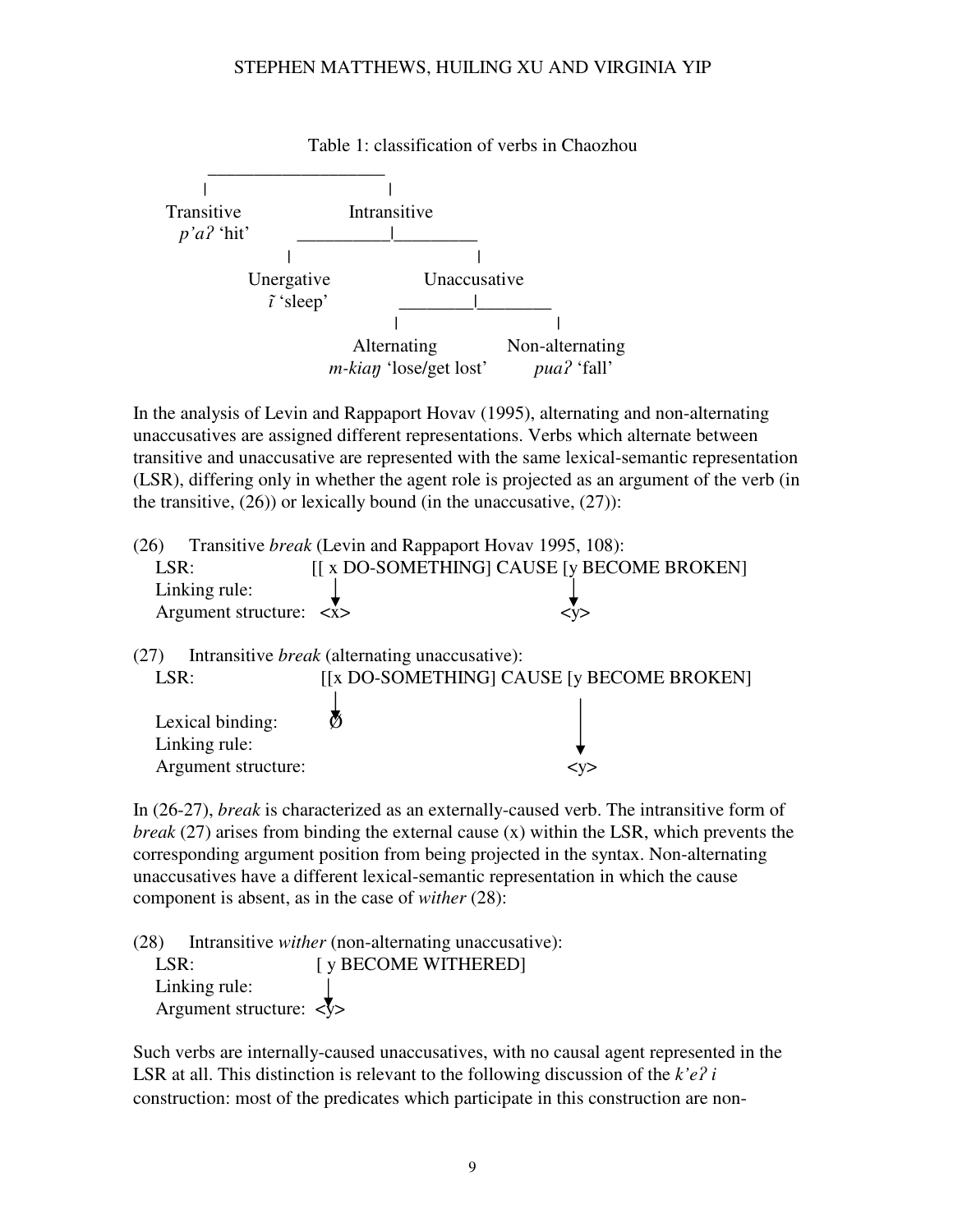Table 1: classification of verbs in Chaozhou

```
         ___________________
        |                   |
   Transitive          Intransitive
    p'aʔ 'hit'      ________|________
                   |                 |
              Unergative        Unaccusative
               ĩ 'sleep'      _______|_______
                             |               |
                        Alternating     Non-alternating
                 m-kiaŋ 'lose/get lost'   puaʔ 'fall'
```

In the analysis of Levin and Rappaport Hovav (1995), alternating and non-alternating unaccusatives are assigned different representations. Verbs which alternate between transitive and unaccusative are represented with the same lexical-semantic representation (LSR), differing only in whether the agent role is projected as an argument of the verb (in the transitive, (26)) or lexically bound (in the unaccusative, (27)):

(26) Transitive *break* (Levin and Rappaport Hovav 1995, 108):

```
LSR:                 [[ x DO-SOMETHING] CAUSE [y BECOME BROKEN]
Linking rule:           ↓                        ↓
Argument structure:    <x>                      <y>
```

(27) Intransitive *break* (alternating unaccusative):

```
LSR:                 [[x DO-SOMETHING] CAUSE [y BECOME BROKEN]
                        ↓                        |
Lexical binding:        Ø                        |
Linking rule:                                    ↓
Argument structure:                             <y>
```

In (26-27), *break* is characterized as an externally-caused verb. The intransitive form of *break* (27) arises from binding the external cause (x) within the LSR, which prevents the corresponding argument position from being projected in the syntax. Non-alternating unaccusatives have a different lexical-semantic representation in which the cause component is absent, as in the case of *wither* (28):

(28) Intransitive *wither* (non-alternating unaccusative):

```
LSR:                 [ y BECOME WITHERED]
Linking rule:          ↓
Argument structure:   <y>
```

Such verbs are internally-caused unaccusatives, with no causal agent represented in the LSR at all. This distinction is relevant to the following discussion of the *k'eʔ i* construction: most of the predicates which participate in this construction are non-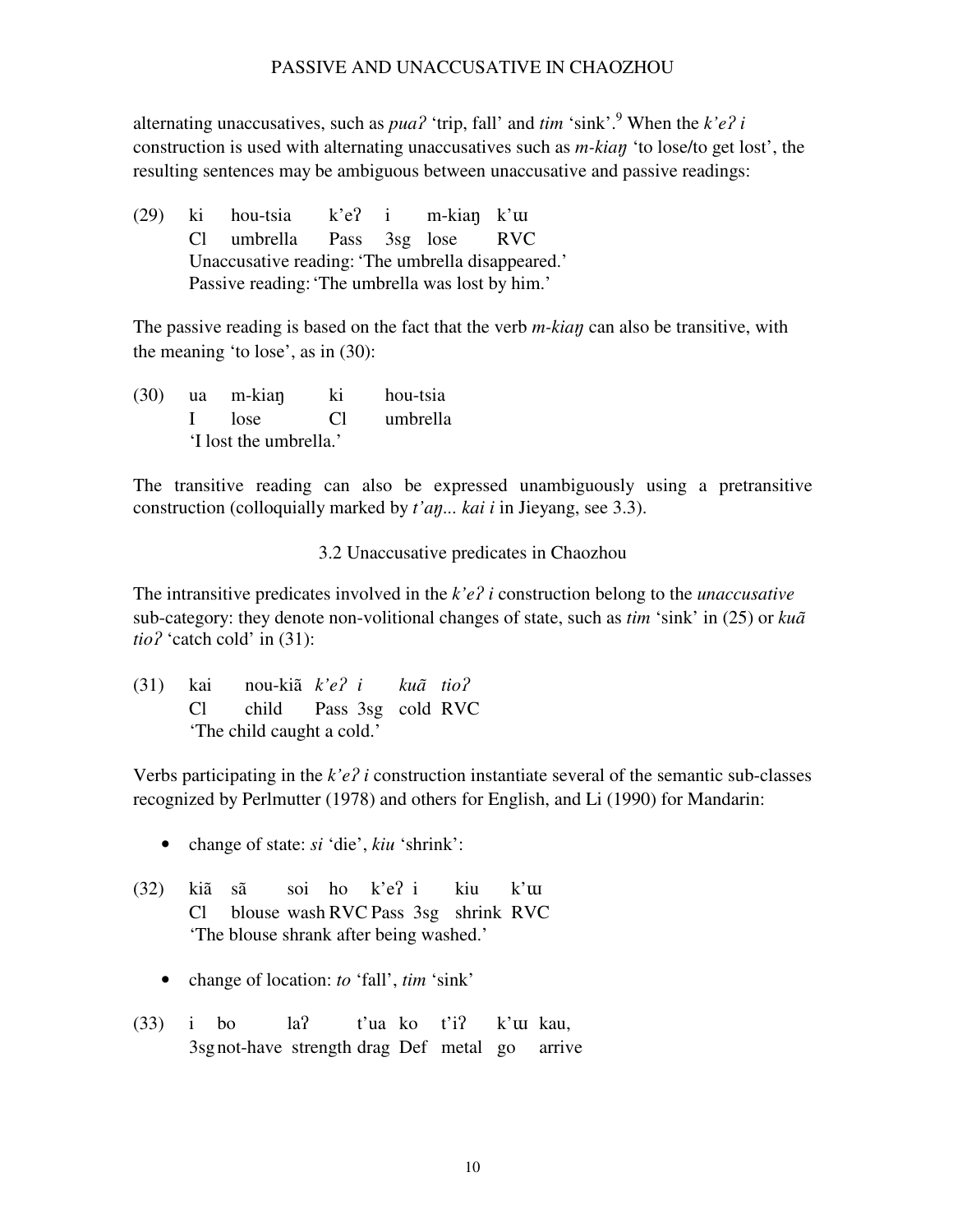alternating unaccusatives, such as *puaʔ* 'trip, fall' and *tim* 'sink'.[9] When the *k'eʔ i* construction is used with alternating unaccusatives such as *m-kiaŋ* 'to lose/to get lost', the resulting sentences may be ambiguous between unaccusative and passive readings:

(29) ki hou-tsia k'eʔ i m-kiaŋ k'ɯ
Cl umbrella Pass 3sg lose RVC
Unaccusative reading: 'The umbrella disappeared.'
Passive reading: 'The umbrella was lost by him.'

The passive reading is based on the fact that the verb *m-kiaŋ* can also be transitive, with the meaning 'to lose', as in (30):

(30) ua m-kiaŋ ki hou-tsia
I lose Cl umbrella
'I lost the umbrella.'

The transitive reading can also be expressed unambiguously using a pretransitive construction (colloquially marked by *t'aŋ... kai i* in Jieyang, see 3.3).

### 3.2 Unaccusative predicates in Chaozhou

The intransitive predicates involved in the *k'eʔ i* construction belong to the *unaccusative* sub-category: they denote non-volitional changes of state, such as *tim* 'sink' in (25) or *kuã tioʔ* 'catch cold' in (31):

(31) kai nou-kiã *k'eʔ i* *kuã tioʔ*
Cl child Pass 3sg cold RVC
'The child caught a cold.'

Verbs participating in the *k'eʔ i* construction instantiate several of the semantic sub-classes recognized by Perlmutter (1978) and others for English, and Li (1990) for Mandarin:

- change of state: *si* 'die', *kiu* 'shrink':

(32) kiã sã soi ho k'eʔ i kiu k'ɯ
Cl blouse wash RVC Pass 3sg shrink RVC
'The blouse shrank after being washed.'

- change of location: *to* 'fall', *tim* 'sink'

(33) i bo laʔ t'ua ko t'iʔ k'ɯ kau,
3sg not-have strength drag Def metal go arrive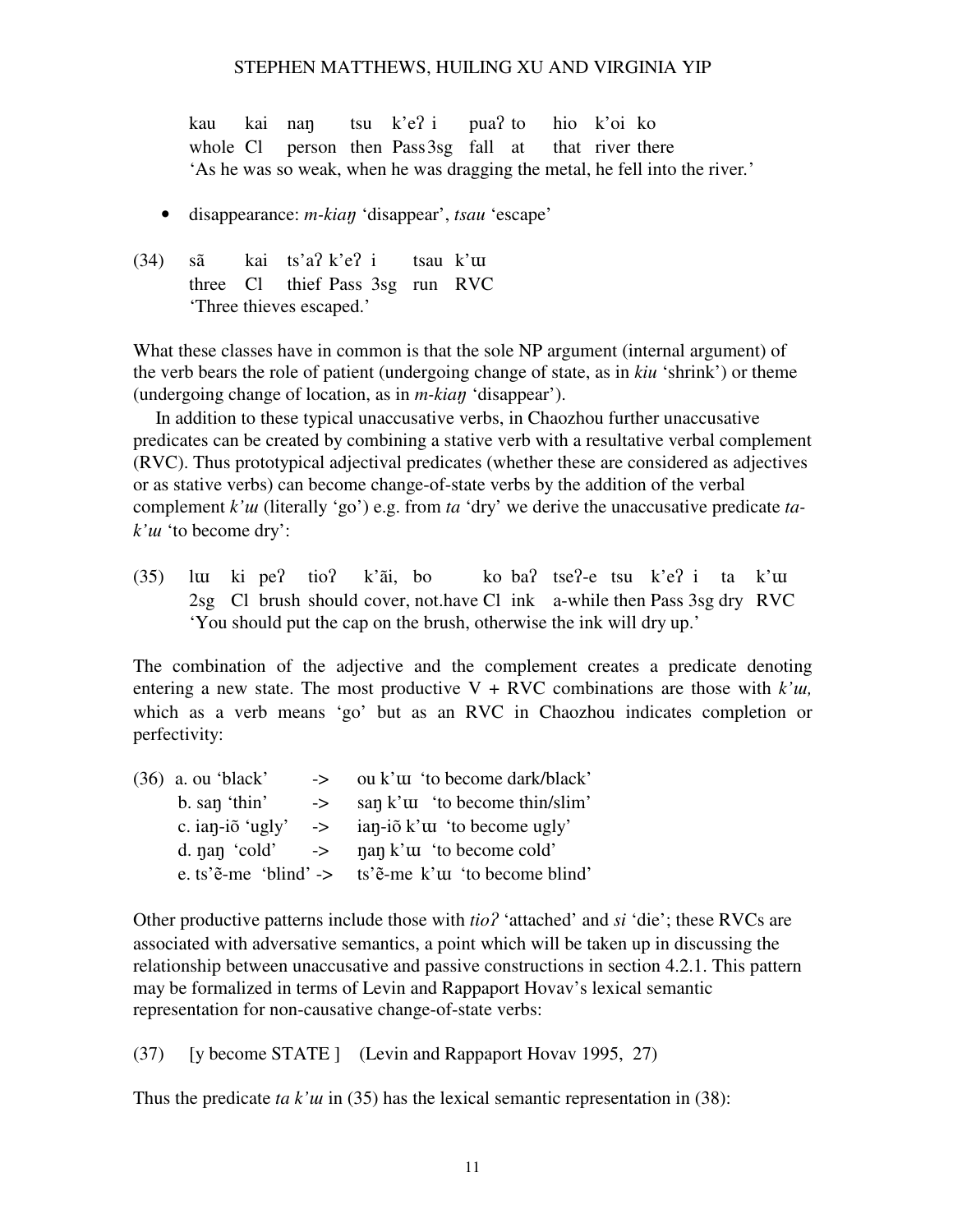```
kau     kai   naŋ      tsu   k'eʔ i       puaʔ to      hio   k'oi  ko
whole  Cl     person  then  Pass 3sg   fall  at       that  river there
```
'As he was so weak, when he was dragging the metal, he fell into the river.'

- disappearance: *m-kiaŋ* 'disappear', *tsau* 'escape'

```
(34)  sã       kai   ts'aʔ k'eʔ i       tsau  k'ɯ
      three   Cl    thief  Pass 3sg   run   RVC
```
'Three thieves escaped.'

What these classes have in common is that the sole NP argument (internal argument) of the verb bears the role of patient (undergoing change of state, as in *kiu* 'shrink') or theme (undergoing change of location, as in *m-kiaŋ* 'disappear').

In addition to these typical unaccusative verbs, in Chaozhou further unaccusative predicates can be created by combining a stative verb with a resultative verbal complement (RVC). Thus prototypical adjectival predicates (whether these are considered as adjectives or as stative verbs) can become change-of-state verbs by the addition of the verbal complement *k'ɯ* (literally 'go') e.g. from *ta* 'dry' we derive the unaccusative predicate *ta-k'ɯ* 'to become dry':

```
(35)  lɯ    ki  peʔ    tioʔ     k'ãi,  bo          ko  baʔ   tseʔ-e    tsu   k'eʔ i     ta    k'ɯ
      2sg   Cl  brush  should  cover, not.have Cl  ink    a-while  then  Pass 3sg  dry   RVC
```
'You should put the cap on the brush, otherwise the ink will dry up.'

The combination of the adjective and the complement creates a predicate denoting entering a new state. The most productive V + RVC combinations are those with *k'ɯ,* which as a verb means 'go' but as an RVC in Chaozhou indicates completion or perfectivity:

```
(36)  a. ou 'black'          ->    ou k'ɯ  'to become dark/black'
      b. saŋ 'thin'          ->    saŋ k'ɯ  'to become thin/slim'
      c. iaŋ-iõ 'ugly'       ->    iaŋ-iõ k'ɯ  'to become ugly'
      d. ŋaŋ 'cold'          ->    ŋaŋ k'ɯ  'to become cold'
      e. ts'ẽ-me 'blind' ->   ts'ẽ-me k'ɯ 'to become blind'
```

Other productive patterns include those with *tioʔ* 'attached' and *si* 'die'; these RVCs are associated with adversative semantics, a point which will be taken up in discussing the relationship between unaccusative and passive constructions in section 4.2.1. This pattern may be formalized in terms of Levin and Rappaport Hovav's lexical semantic representation for non-causative change-of-state verbs:

(37) [y become STATE ] (Levin and Rappaport Hovav 1995, 27)

Thus the predicate *ta k'ɯ* in (35) has the lexical semantic representation in (38):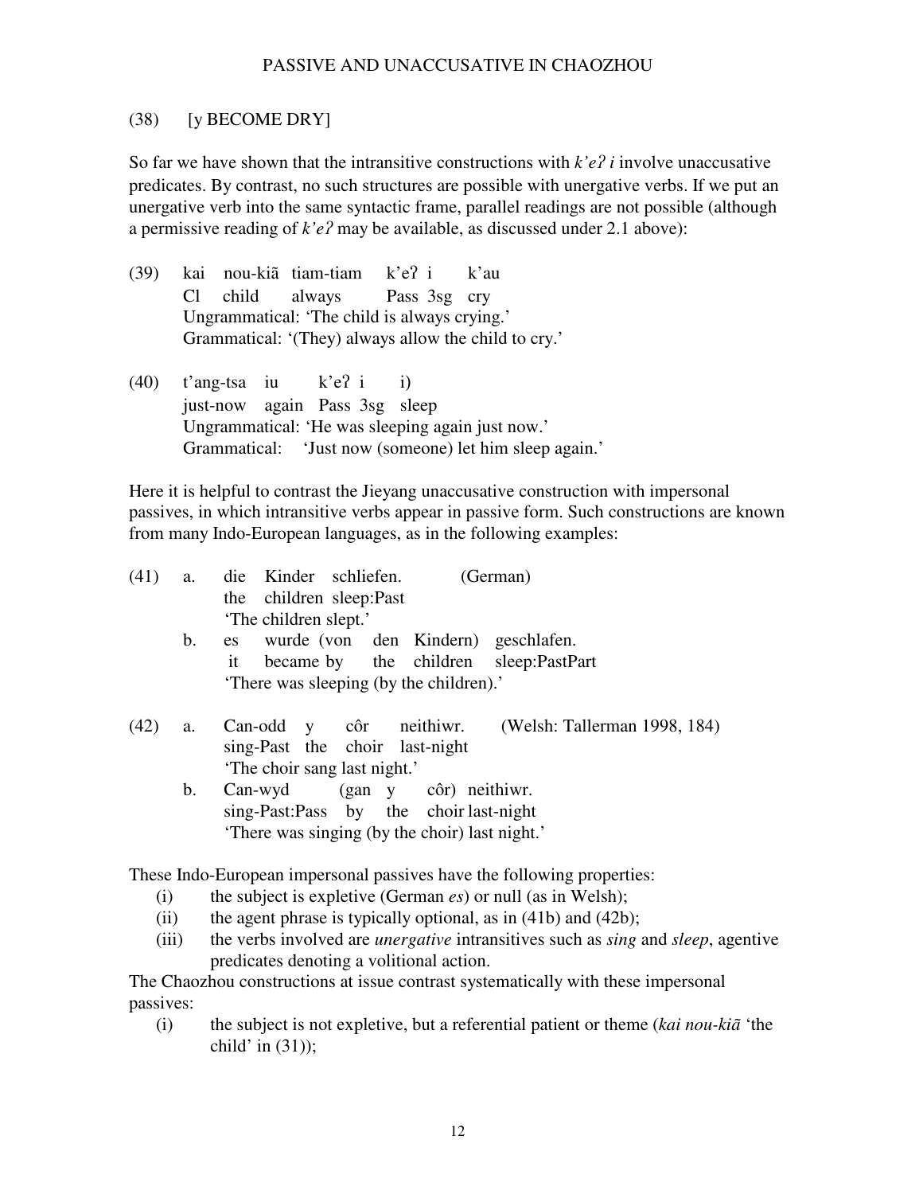(38) [y BECOME DRY]

So far we have shown that the intransitive constructions with *k'eʔ i* involve unaccusative predicates. By contrast, no such structures are possible with unergative verbs. If we put an unergative verb into the same syntactic frame, parallel readings are not possible (although a permissive reading of *k'eʔ* may be available, as discussed under 2.1 above):

(39) kai nou-kiã tiam-tiam k'eʔ i k'au  
Cl child always Pass 3sg cry  
Ungrammatical: 'The child is always crying.'  
Grammatical: '(They) always allow the child to cry.'

(40) t'ang-tsa iu k'eʔ i i)  
just-now again Pass 3sg sleep  
Ungrammatical: 'He was sleeping again just now.'  
Grammatical: 'Just now (someone) let him sleep again.'

Here it is helpful to contrast the Jieyang unaccusative construction with impersonal passives, in which intransitive verbs appear in passive form. Such constructions are known from many Indo-European languages, as in the following examples:

(41) a. die Kinder schliefen. (German)  
the children sleep:Past  
'The children slept.'  
b. es wurde (von den Kindern) geschlafen.  
it became by the children sleep:PastPart  
'There was sleeping (by the children).'

(42) a. Can-odd y côr neithiwr. (Welsh: Tallerman 1998, 184)  
sing-Past the choir last-night  
'The choir sang last night.'  
b. Can-wyd (gan y côr) neithiwr.  
sing-Past:Pass by the choir last-night  
'There was singing (by the choir) last night.'

These Indo-European impersonal passives have the following properties:

(i) the subject is expletive (German *es*) or null (as in Welsh);  
(ii) the agent phrase is typically optional, as in (41b) and (42b);  
(iii) the verbs involved are *unergative* intransitives such as *sing* and *sleep*, agentive predicates denoting a volitional action.

The Chaozhou constructions at issue contrast systematically with these impersonal passives:

(i) the subject is not expletive, but a referential patient or theme (*kai nou-kiã* 'the child' in (31));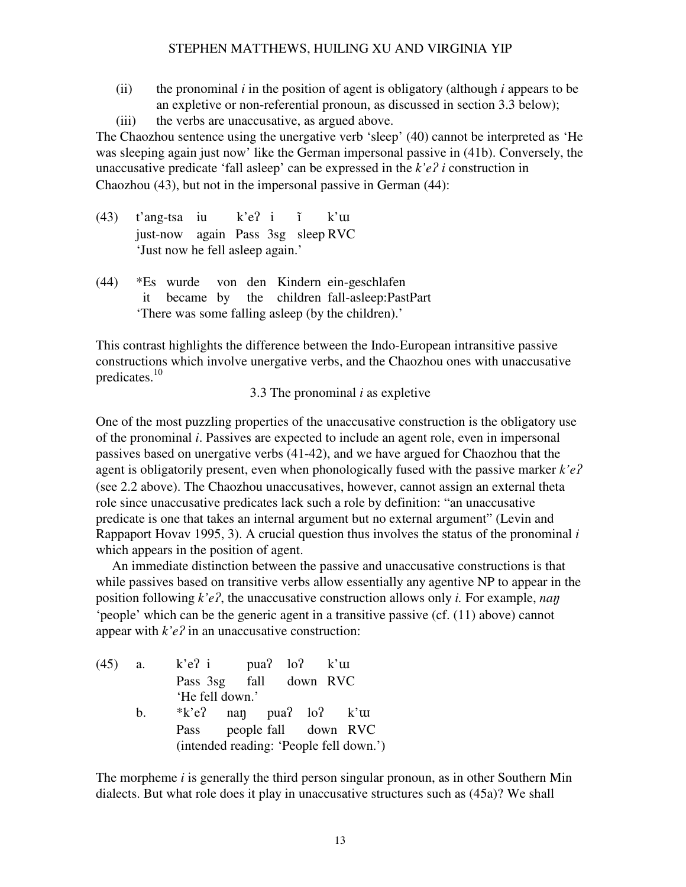(ii) the pronominal *i* in the position of agent is obligatory (although *i* appears to be an expletive or non-referential pronoun, as discussed in section 3.3 below);

(iii) the verbs are unaccusative, as argued above.

The Chaozhou sentence using the unergative verb 'sleep' (40) cannot be interpreted as 'He was sleeping again just now' like the German impersonal passive in (41b). Conversely, the unaccusative predicate 'fall asleep' can be expressed in the *k'eʔ i* construction in Chaozhou (43), but not in the impersonal passive in German (44):

(43) t'ang-tsa iu k'eʔ i ĩ k'ɯ
just-now again Pass 3sg sleep RVC
'Just now he fell asleep again.'

(44) *Es wurde von den Kindern ein-geschlafen
it became by the children fall-asleep:PastPart
'There was some falling asleep (by the children).'

This contrast highlights the difference between the Indo-European intransitive passive constructions which involve unergative verbs, and the Chaozhou ones with unaccusative predicates.[10]

### 3.3 The pronominal *i* as expletive

One of the most puzzling properties of the unaccusative construction is the obligatory use of the pronominal *i*. Passives are expected to include an agent role, even in impersonal passives based on unergative verbs (41-42), and we have argued for Chaozhou that the agent is obligatorily present, even when phonologically fused with the passive marker *k'eʔ* (see 2.2 above). The Chaozhou unaccusatives, however, cannot assign an external theta role since unaccusative predicates lack such a role by definition: "an unaccusative predicate is one that takes an internal argument but no external argument" (Levin and Rappaport Hovav 1995, 3). A crucial question thus involves the status of the pronominal *i* which appears in the position of agent.

An immediate distinction between the passive and unaccusative constructions is that while passives based on transitive verbs allow essentially any agentive NP to appear in the position following *k'eʔ*, the unaccusative construction allows only *i.* For example, *naŋ* 'people' which can be the generic agent in a transitive passive (cf. (11) above) cannot appear with *k'eʔ* in an unaccusative construction:

(45) a. k'eʔ i puaʔ loʔ k'ɯ
Pass 3sg fall down RVC
'He fell down.'

b. *k'eʔ naŋ puaʔ loʔ k'ɯ
Pass people fall down RVC
(intended reading: 'People fell down.')

The morpheme *i* is generally the third person singular pronoun, as in other Southern Min dialects. But what role does it play in unaccusative structures such as (45a)? We shall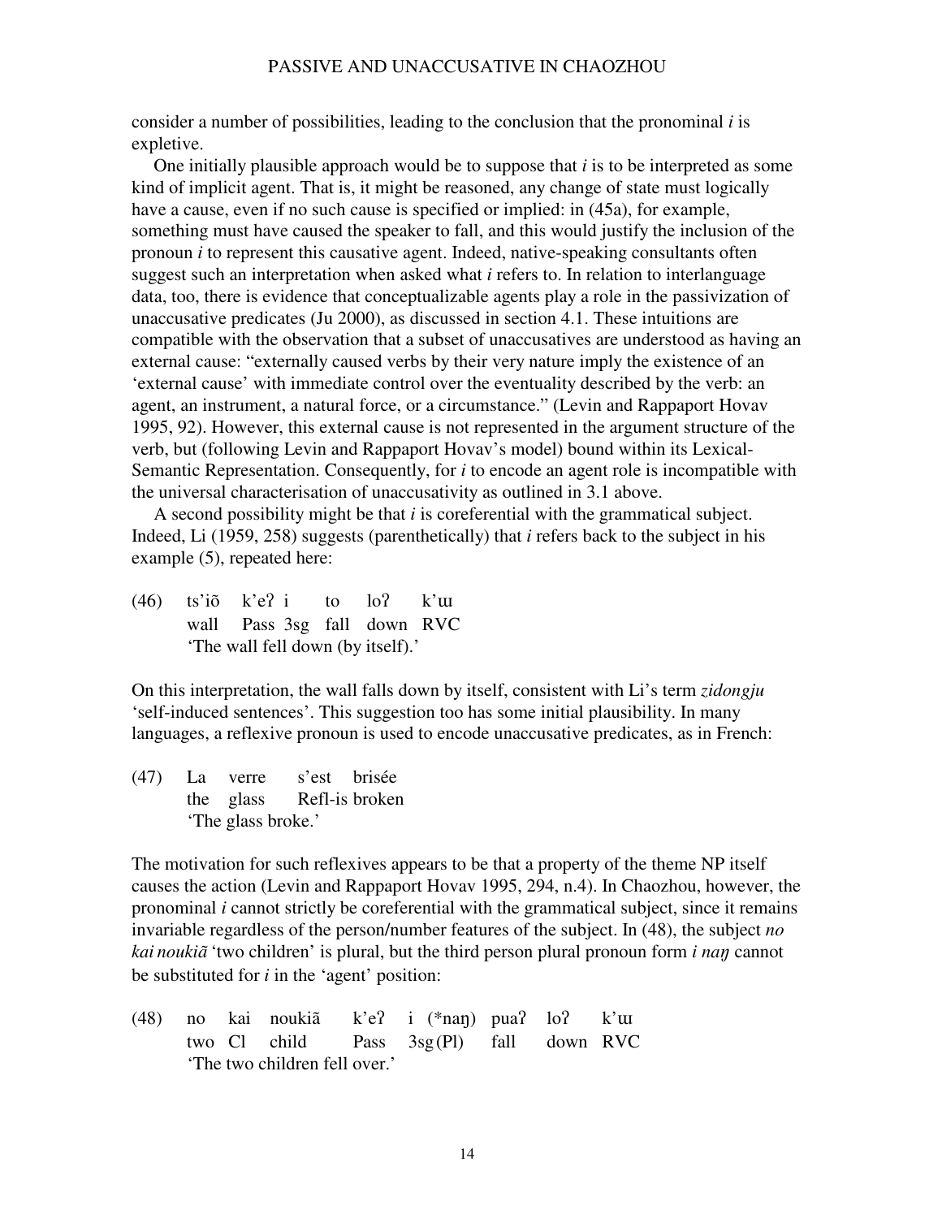consider a number of possibilities, leading to the conclusion that the pronominal *i* is expletive.

One initially plausible approach would be to suppose that *i* is to be interpreted as some kind of implicit agent. That is, it might be reasoned, any change of state must logically have a cause, even if no such cause is specified or implied: in (45a), for example, something must have caused the speaker to fall, and this would justify the inclusion of the pronoun *i* to represent this causative agent. Indeed, native-speaking consultants often suggest such an interpretation when asked what *i* refers to. In relation to interlanguage data, too, there is evidence that conceptualizable agents play a role in the passivization of unaccusative predicates (Ju 2000), as discussed in section 4.1. These intuitions are compatible with the observation that a subset of unaccusatives are understood as having an external cause: "externally caused verbs by their very nature imply the existence of an 'external cause' with immediate control over the eventuality described by the verb: an agent, an instrument, a natural force, or a circumstance." (Levin and Rappaport Hovav 1995, 92). However, this external cause is not represented in the argument structure of the verb, but (following Levin and Rappaport Hovav's model) bound within its Lexical-Semantic Representation. Consequently, for *i* to encode an agent role is incompatible with the universal characterisation of unaccusativity as outlined in 3.1 above.

A second possibility might be that *i* is coreferential with the grammatical subject. Indeed, Li (1959, 258) suggests (parenthetically) that *i* refers back to the subject in his example (5), repeated here:

(46) ts'iõ k'eʔ i to loʔ k'ɯ
wall Pass 3sg fall down RVC
'The wall fell down (by itself).'

On this interpretation, the wall falls down by itself, consistent with Li's term *zidongju* 'self-induced sentences'. This suggestion too has some initial plausibility. In many languages, a reflexive pronoun is used to encode unaccusative predicates, as in French:

(47) La verre s'est brisée
the glass Refl-is broken
'The glass broke.'

The motivation for such reflexives appears to be that a property of the theme NP itself causes the action (Levin and Rappaport Hovav 1995, 294, n.4). In Chaozhou, however, the pronominal *i* cannot strictly be coreferential with the grammatical subject, since it remains invariable regardless of the person/number features of the subject. In (48), the subject *no kai noukiã* 'two children' is plural, but the third person plural pronoun form *i naŋ* cannot be substituted for *i* in the 'agent' position:

(48) no kai noukiã k'eʔ i (*naŋ) puaʔ loʔ k'ɯ
two Cl child Pass 3sg (Pl) fall down RVC
'The two children fell over.'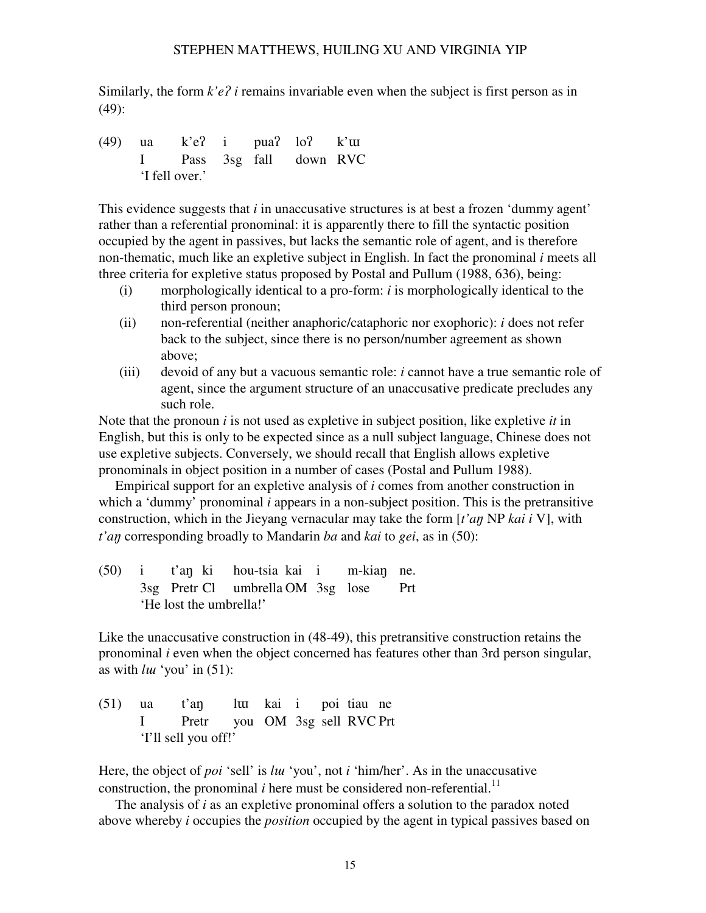Similarly, the form *k'eʔ i* remains invariable even when the subject is first person as in (49):

(49) ua  k'eʔ  i  puaʔ  loʔ  k'ɯ
     I  Pass  3sg  fall  down  RVC
     'I fell over.'

This evidence suggests that *i* in unaccusative structures is at best a frozen 'dummy agent' rather than a referential pronominal: it is apparently there to fill the syntactic position occupied by the agent in passives, but lacks the semantic role of agent, and is therefore non-thematic, much like an expletive subject in English. In fact the pronominal *i* meets all three criteria for expletive status proposed by Postal and Pullum (1988, 636), being:

(i) morphologically identical to a pro-form: *i* is morphologically identical to the third person pronoun;
(ii) non-referential (neither anaphoric/cataphoric nor exophoric): *i* does not refer back to the subject, since there is no person/number agreement as shown above;
(iii) devoid of any but a vacuous semantic role: *i* cannot have a true semantic role of agent, since the argument structure of an unaccusative predicate precludes any such role.

Note that the pronoun *i* is not used as expletive in subject position, like expletive *it* in English, but this is only to be expected since as a null subject language, Chinese does not use expletive subjects. Conversely, we should recall that English allows expletive pronominals in object position in a number of cases (Postal and Pullum 1988).

Empirical support for an expletive analysis of *i* comes from another construction in which a 'dummy' pronominal *i* appears in a non-subject position. This is the pretransitive construction, which in the Jieyang vernacular may take the form [*t'aŋ* NP *kai i* V], with *t'aŋ* corresponding broadly to Mandarin *ba* and *kai* to *gei*, as in (50):

(50) i  t'aŋ  ki  hou-tsia  kai  i  m-kiaŋ  ne.
     3sg  Pretr  Cl  umbrella  OM  3sg  lose  Prt
     'He lost the umbrella!'

Like the unaccusative construction in (48-49), this pretransitive construction retains the pronominal *i* even when the object concerned has features other than 3rd person singular, as with *lɯ* 'you' in (51):

(51) ua  t'aŋ  lɯ  kai  i  poi  tiau  ne
     I  Pretr  you  OM  3sg  sell  RVC  Prt
     'I'll sell you off!'

Here, the object of *poi* 'sell' is *lɯ* 'you', not *i* 'him/her'. As in the unaccusative construction, the pronominal *i* here must be considered non-referential.[11]

The analysis of *i* as an expletive pronominal offers a solution to the paradox noted above whereby *i* occupies the *position* occupied by the agent in typical passives based on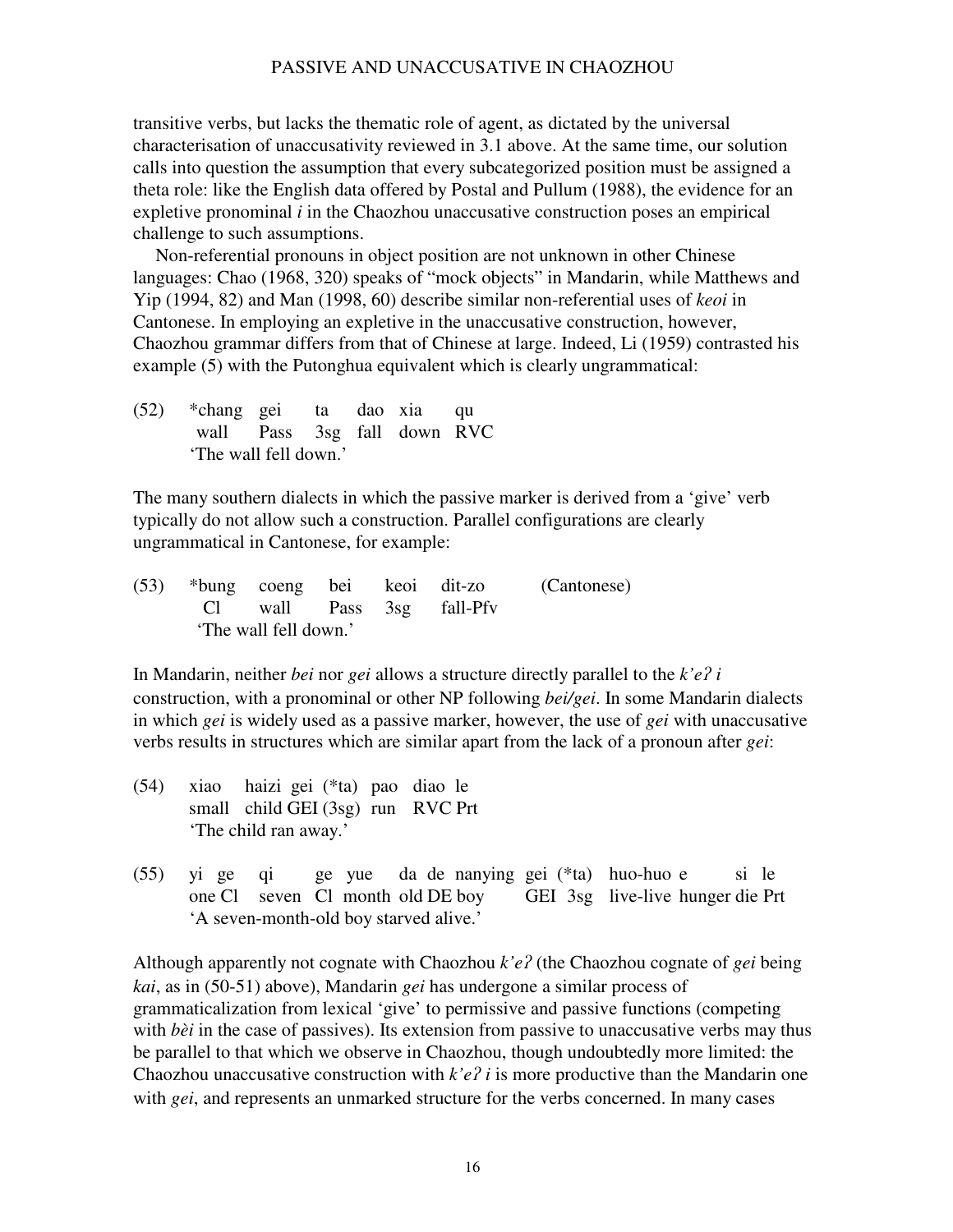transitive verbs, but lacks the thematic role of agent, as dictated by the universal characterisation of unaccusativity reviewed in 3.1 above. At the same time, our solution calls into question the assumption that every subcategorized position must be assigned a theta role: like the English data offered by Postal and Pullum (1988), the evidence for an expletive pronominal *i* in the Chaozhou unaccusative construction poses an empirical challenge to such assumptions.

Non-referential pronouns in object position are not unknown in other Chinese languages: Chao (1968, 320) speaks of "mock objects" in Mandarin, while Matthews and Yip (1994, 82) and Man (1998, 60) describe similar non-referential uses of *keoi* in Cantonese. In employing an expletive in the unaccusative construction, however, Chaozhou grammar differs from that of Chinese at large. Indeed, Li (1959) contrasted his example (5) with the Putonghua equivalent which is clearly ungrammatical:

(52) *chang gei ta dao xia qu
  wall Pass 3sg fall down RVC
  'The wall fell down.'

The many southern dialects in which the passive marker is derived from a 'give' verb typically do not allow such a construction. Parallel configurations are clearly ungrammatical in Cantonese, for example:

(53) *bung coeng bei keoi dit-zo (Cantonese)
  Cl wall Pass 3sg fall-Pfv
  'The wall fell down.'

In Mandarin, neither *bei* nor *gei* allows a structure directly parallel to the *k'eʔ i* construction, with a pronominal or other NP following *bei/gei*. In some Mandarin dialects in which *gei* is widely used as a passive marker, however, the use of *gei* with unaccusative verbs results in structures which are similar apart from the lack of a pronoun after *gei*:

(54) xiao haizi gei (*ta) pao diao le
  small child GEI (3sg) run RVC Prt
  'The child ran away.'

(55) yi ge qi ge yue da de nanying gei (*ta) huo-huo e si le
  one Cl seven Cl month old DE boy GEI 3sg live-live hunger die Prt
  'A seven-month-old boy starved alive.'

Although apparently not cognate with Chaozhou *k'eʔ* (the Chaozhou cognate of *gei* being *kai*, as in (50-51) above), Mandarin *gei* has undergone a similar process of grammaticalization from lexical 'give' to permissive and passive functions (competing with *bèi* in the case of passives). Its extension from passive to unaccusative verbs may thus be parallel to that which we observe in Chaozhou, though undoubtedly more limited: the Chaozhou unaccusative construction with *k'eʔ i* is more productive than the Mandarin one with *gei*, and represents an unmarked structure for the verbs concerned. In many cases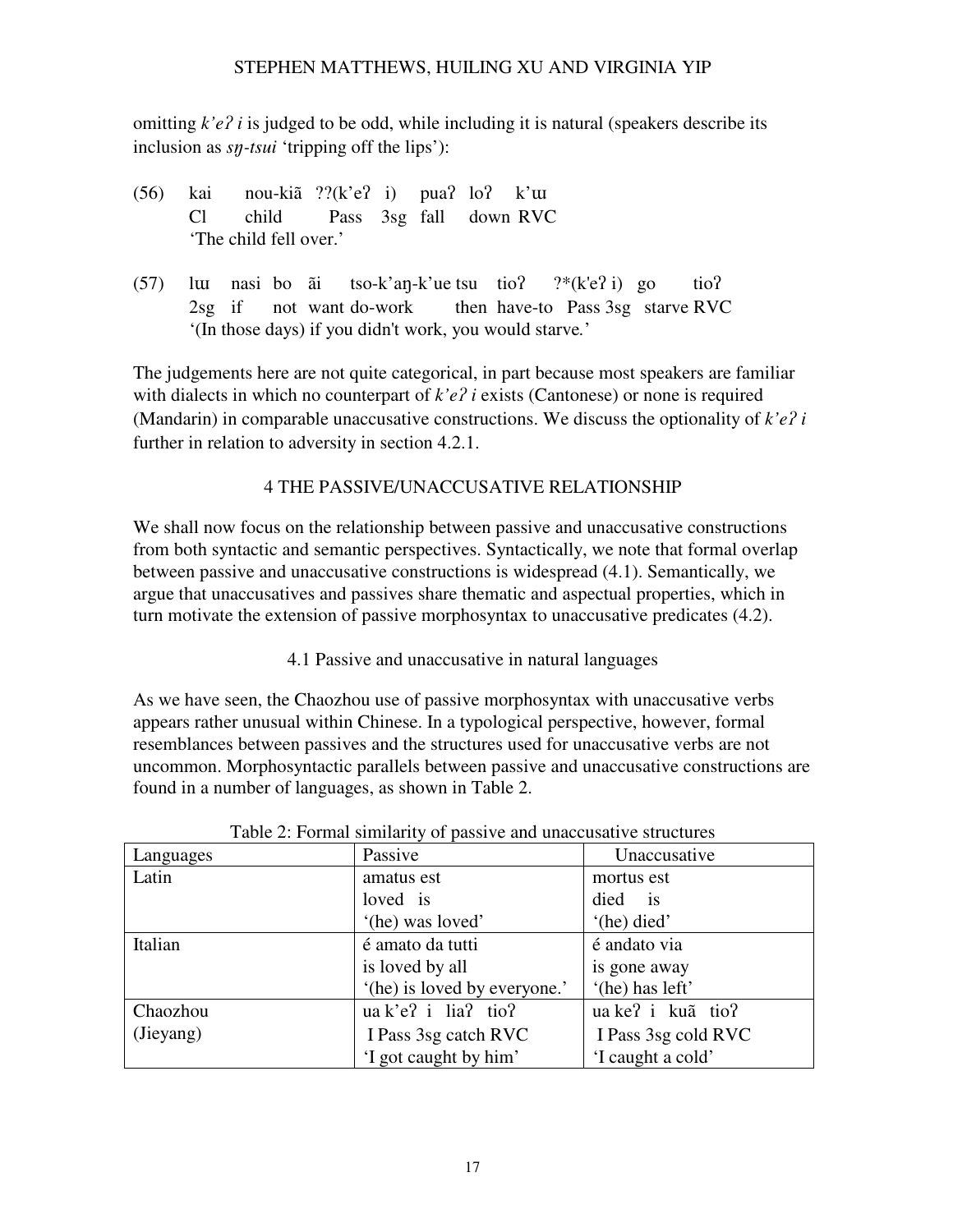omitting *k'eʔ i* is judged to be odd, while including it is natural (speakers describe its inclusion as *sŋ-tsui* 'tripping off the lips'):

(56) kai nou-kiã ??(k'eʔ i) puaʔ loʔ k'ɯ
Cl child Pass 3sg fall down RVC
'The child fell over.'

(57) lɯ nasi bo ãi tso-k'aŋ-k'ue tsu tioʔ ?*(k'eʔ i) go tioʔ
2sg if not want do-work then have-to Pass 3sg starve RVC
'(In those days) if you didn't work, you would starve.'

The judgements here are not quite categorical, in part because most speakers are familiar with dialects in which no counterpart of *k'eʔ i* exists (Cantonese) or none is required (Mandarin) in comparable unaccusative constructions. We discuss the optionality of *k'eʔ i* further in relation to adversity in section 4.2.1.

## 4 THE PASSIVE/UNACCUSATIVE RELATIONSHIP

We shall now focus on the relationship between passive and unaccusative constructions from both syntactic and semantic perspectives. Syntactically, we note that formal overlap between passive and unaccusative constructions is widespread (4.1). Semantically, we argue that unaccusatives and passives share thematic and aspectual properties, which in turn motivate the extension of passive morphosyntax to unaccusative predicates (4.2).

### 4.1 Passive and unaccusative in natural languages

As we have seen, the Chaozhou use of passive morphosyntax with unaccusative verbs appears rather unusual within Chinese. In a typological perspective, however, formal resemblances between passives and the structures used for unaccusative verbs are not uncommon. Morphosyntactic parallels between passive and unaccusative constructions are found in a number of languages, as shown in Table 2.

Table 2: Formal similarity of passive and unaccusative structures

| Languages | Passive | Unaccusative |
|---|---|---|
| Latin | amatus est<br>loved is<br>'(he) was loved' | mortus est<br>died is<br>'(he) died' |
| Italian | é amato da tutti<br>is loved by all<br>'(he) is loved by everyone.' | é andato via<br>is gone away<br>'(he) has left' |
| Chaozhou (Jieyang) | ua k'eʔ i liaʔ tioʔ<br>I Pass 3sg catch RVC<br>'I got caught by him' | ua keʔ i kuã tioʔ<br>I Pass 3sg cold RVC<br>'I caught a cold' |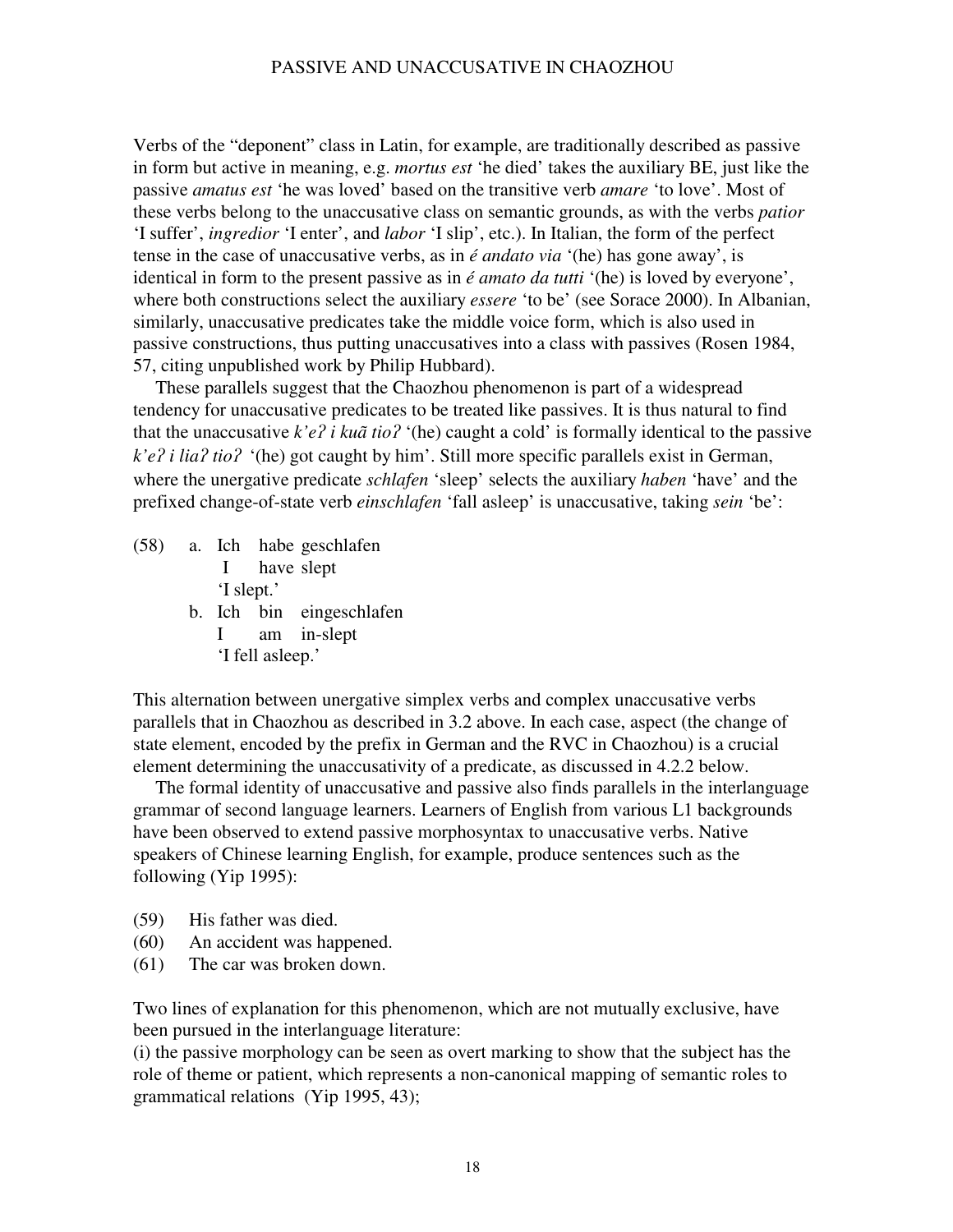Verbs of the "deponent" class in Latin, for example, are traditionally described as passive in form but active in meaning, e.g. *mortus est* 'he died' takes the auxiliary BE, just like the passive *amatus est* 'he was loved' based on the transitive verb *amare* 'to love'. Most of these verbs belong to the unaccusative class on semantic grounds, as with the verbs *patior* 'I suffer', *ingredior* 'I enter', and *labor* 'I slip', etc.). In Italian, the form of the perfect tense in the case of unaccusative verbs, as in *é andato via* '(he) has gone away', is identical in form to the present passive as in *é amato da tutti* '(he) is loved by everyone', where both constructions select the auxiliary *essere* 'to be' (see Sorace 2000). In Albanian, similarly, unaccusative predicates take the middle voice form, which is also used in passive constructions, thus putting unaccusatives into a class with passives (Rosen 1984, 57, citing unpublished work by Philip Hubbard).

These parallels suggest that the Chaozhou phenomenon is part of a widespread tendency for unaccusative predicates to be treated like passives. It is thus natural to find that the unaccusative *k'eʔ i kuã tioʔ* '(he) caught a cold' is formally identical to the passive *k'eʔ i liaʔ tioʔ* '(he) got caught by him'. Still more specific parallels exist in German, where the unergative predicate *schlafen* 'sleep' selects the auxiliary *haben* 'have' and the prefixed change-of-state verb *einschlafen* 'fall asleep' is unaccusative, taking *sein* 'be':

(58) a. Ich habe geschlafen
 I have slept
 'I slept.'
 b. Ich bin eingeschlafen
 I am in-slept
 'I fell asleep.'

This alternation between unergative simplex verbs and complex unaccusative verbs parallels that in Chaozhou as described in 3.2 above. In each case, aspect (the change of state element, encoded by the prefix in German and the RVC in Chaozhou) is a crucial element determining the unaccusativity of a predicate, as discussed in 4.2.2 below.

The formal identity of unaccusative and passive also finds parallels in the interlanguage grammar of second language learners. Learners of English from various L1 backgrounds have been observed to extend passive morphosyntax to unaccusative verbs. Native speakers of Chinese learning English, for example, produce sentences such as the following (Yip 1995):

(59) His father was died.
(60) An accident was happened.
(61) The car was broken down.

Two lines of explanation for this phenomenon, which are not mutually exclusive, have been pursued in the interlanguage literature:
(i) the passive morphology can be seen as overt marking to show that the subject has the role of theme or patient, which represents a non-canonical mapping of semantic roles to grammatical relations (Yip 1995, 43);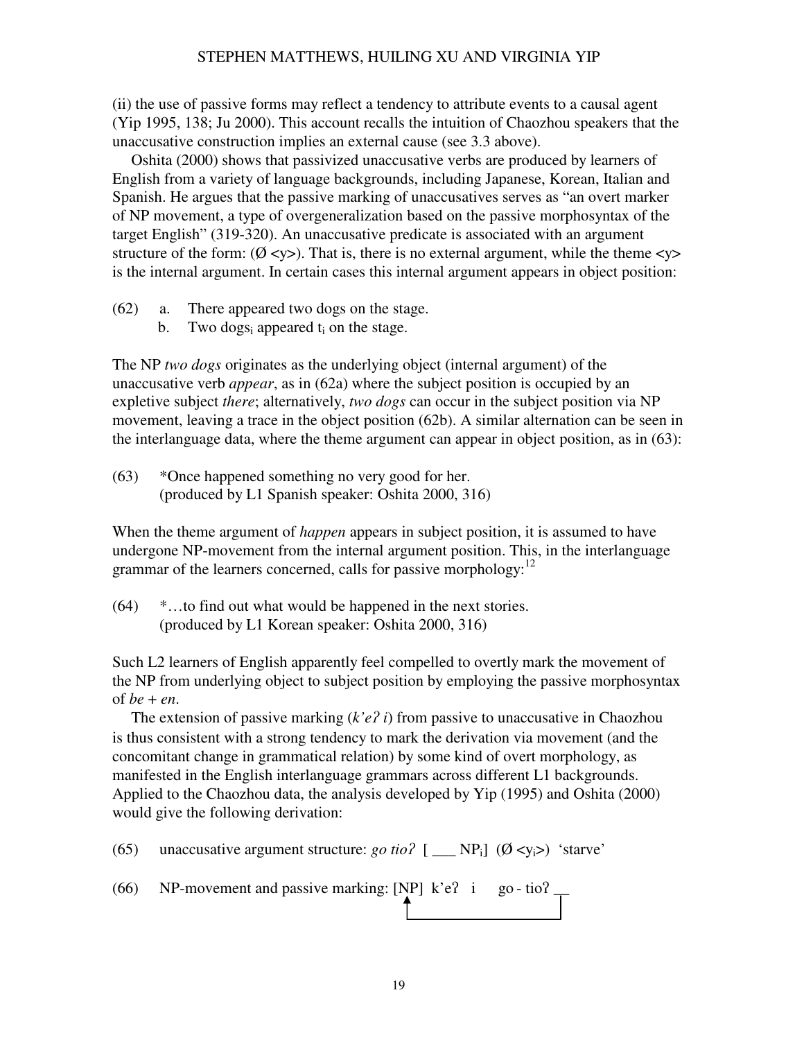(ii) the use of passive forms may reflect a tendency to attribute events to a causal agent (Yip 1995, 138; Ju 2000). This account recalls the intuition of Chaozhou speakers that the unaccusative construction implies an external cause (see 3.3 above).

Oshita (2000) shows that passivized unaccusative verbs are produced by learners of English from a variety of language backgrounds, including Japanese, Korean, Italian and Spanish. He argues that the passive marking of unaccusatives serves as "an overt marker of NP movement, a type of overgeneralization based on the passive morphosyntax of the target English" (319-320). An unaccusative predicate is associated with an argument structure of the form: (Ø <y>). That is, there is no external argument, while the theme <y> is the internal argument. In certain cases this internal argument appears in object position:

(62) a. There appeared two dogs on the stage.
 b. Two dogs$_i$ appeared t$_i$ on the stage.

The NP *two dogs* originates as the underlying object (internal argument) of the unaccusative verb *appear*, as in (62a) where the subject position is occupied by an expletive subject *there*; alternatively, *two dogs* can occur in the subject position via NP movement, leaving a trace in the object position (62b). A similar alternation can be seen in the interlanguage data, where the theme argument can appear in object position, as in (63):

(63) *Once happened something no very good for her.
 (produced by L1 Spanish speaker: Oshita 2000, 316)

When the theme argument of *happen* appears in subject position, it is assumed to have undergone NP-movement from the internal argument position. This, in the interlanguage grammar of the learners concerned, calls for passive morphology:[12]

(64) *…to find out what would be happened in the next stories.
 (produced by L1 Korean speaker: Oshita 2000, 316)

Such L2 learners of English apparently feel compelled to overtly mark the movement of the NP from underlying object to subject position by employing the passive morphosyntax of *be + en*.

The extension of passive marking (*k'eʔ i*) from passive to unaccusative in Chaozhou is thus consistent with a strong tendency to mark the derivation via movement (and the concomitant change in grammatical relation) by some kind of overt morphology, as manifested in the English interlanguage grammars across different L1 backgrounds. Applied to the Chaozhou data, the analysis developed by Yip (1995) and Oshita (2000) would give the following derivation:

(65) unaccusative argument structure: *go tioʔ* [ ___ NP$_i$] (Ø <y$_i$>) 'starve'

(66) NP-movement and passive marking: [NP] k'eʔ i go - tioʔ __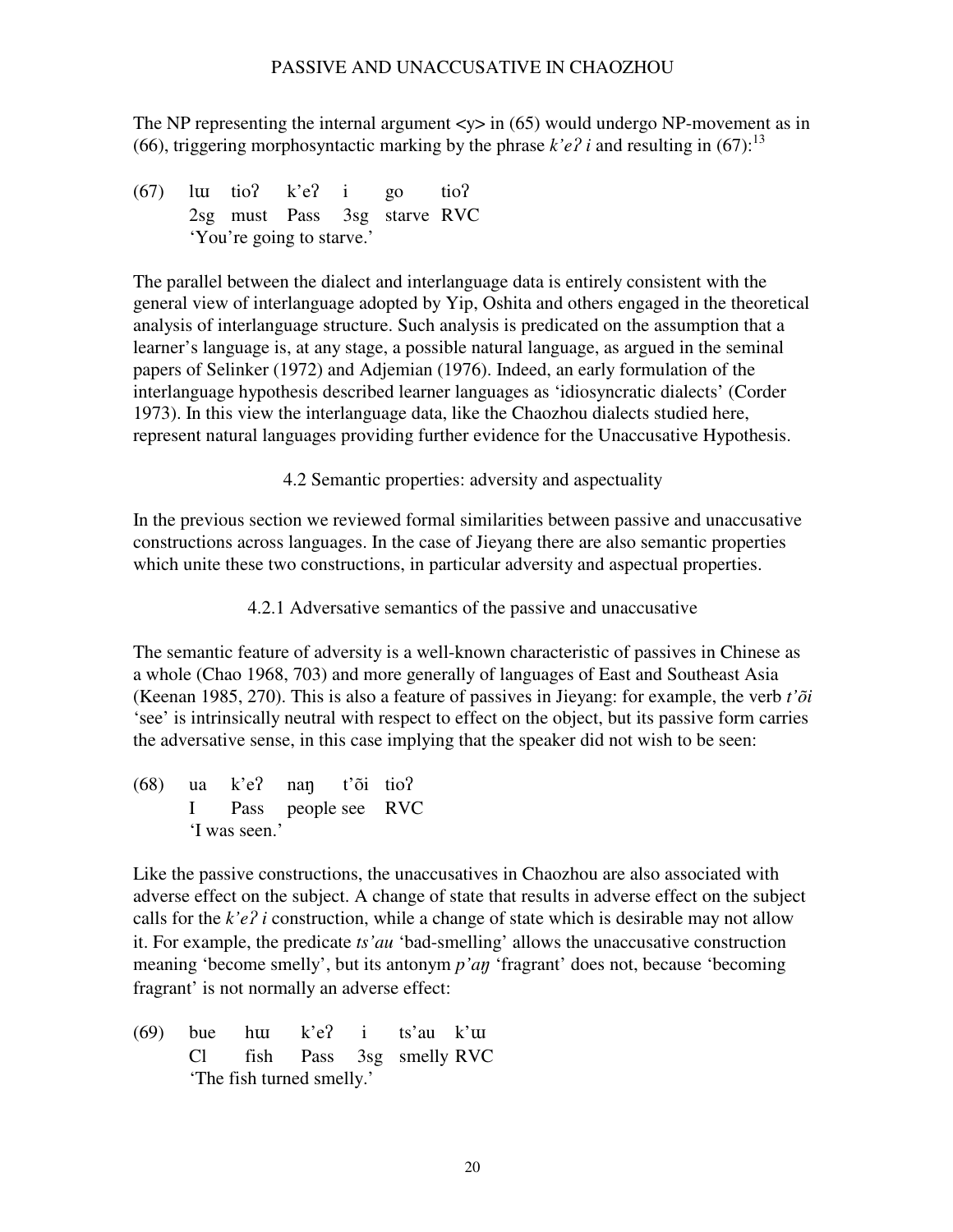The NP representing the internal argument <y> in (65) would undergo NP-movement as in (66), triggering morphosyntactic marking by the phrase *k'eʔ i* and resulting in (67):[13]

(67) lɯ tioʔ k'eʔ i go tioʔ
2sg must Pass 3sg starve RVC
'You're going to starve.'

The parallel between the dialect and interlanguage data is entirely consistent with the general view of interlanguage adopted by Yip, Oshita and others engaged in the theoretical analysis of interlanguage structure. Such analysis is predicated on the assumption that a learner's language is, at any stage, a possible natural language, as argued in the seminal papers of Selinker (1972) and Adjemian (1976). Indeed, an early formulation of the interlanguage hypothesis described learner languages as 'idiosyncratic dialects' (Corder 1973). In this view the interlanguage data, like the Chaozhou dialects studied here, represent natural languages providing further evidence for the Unaccusative Hypothesis.

### 4.2 Semantic properties: adversity and aspectuality

In the previous section we reviewed formal similarities between passive and unaccusative constructions across languages. In the case of Jieyang there are also semantic properties which unite these two constructions, in particular adversity and aspectual properties.

#### 4.2.1 Adversative semantics of the passive and unaccusative

The semantic feature of adversity is a well-known characteristic of passives in Chinese as a whole (Chao 1968, 703) and more generally of languages of East and Southeast Asia (Keenan 1985, 270). This is also a feature of passives in Jieyang: for example, the verb *t'õi* 'see' is intrinsically neutral with respect to effect on the object, but its passive form carries the adversative sense, in this case implying that the speaker did not wish to be seen:

(68) ua k'eʔ naŋ t'õi tioʔ
I Pass people see RVC
'I was seen.'

Like the passive constructions, the unaccusatives in Chaozhou are also associated with adverse effect on the subject. A change of state that results in adverse effect on the subject calls for the *k'eʔ i* construction, while a change of state which is desirable may not allow it. For example, the predicate *ts'au* 'bad-smelling' allows the unaccusative construction meaning 'become smelly', but its antonym *p'aŋ* 'fragrant' does not, because 'becoming fragrant' is not normally an adverse effect:

(69) bue hɯ k'eʔ i ts'au k'ɯ
Cl fish Pass 3sg smelly RVC
'The fish turned smelly.'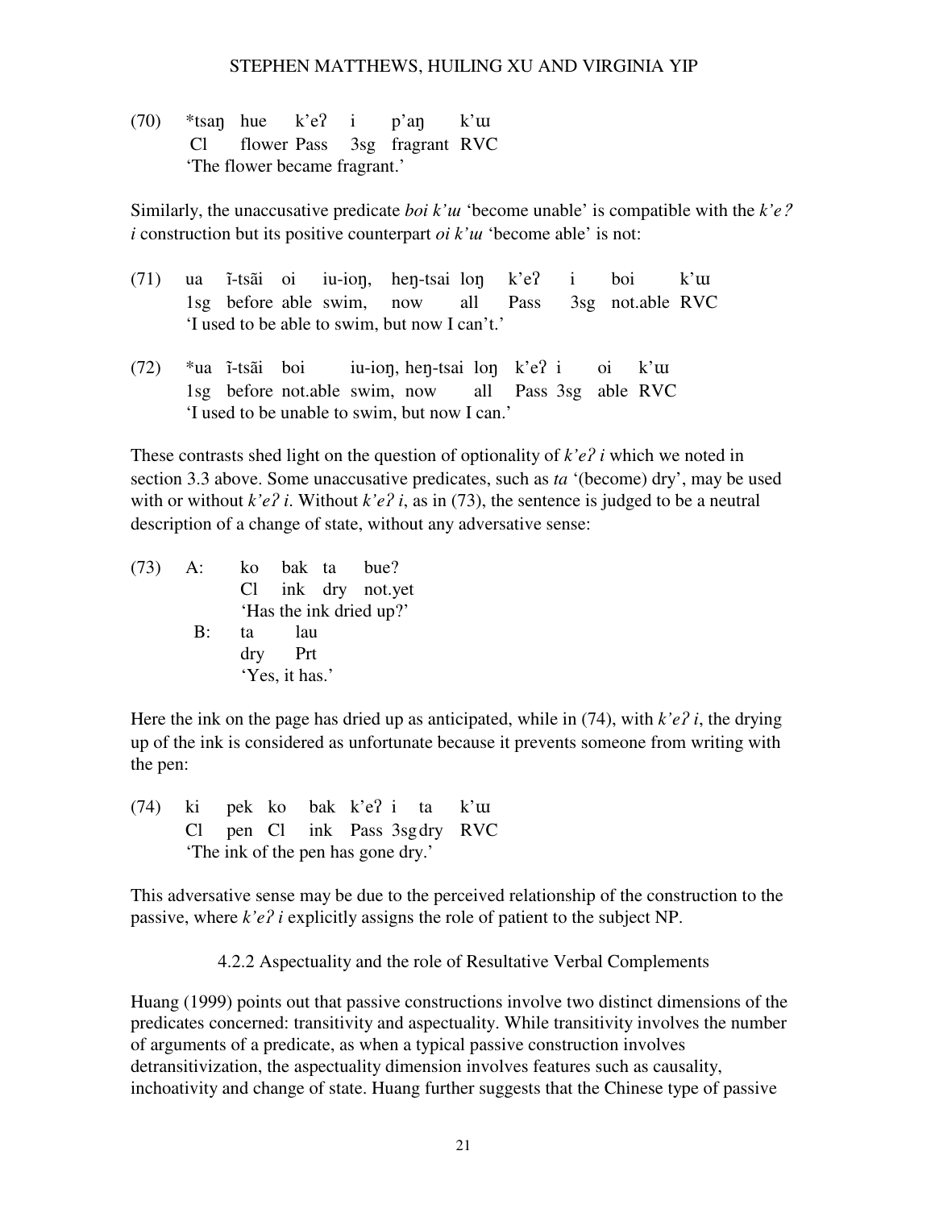(70) *tsaŋ hue k'eʔ i p'aŋ k'ɯ
Cl flower Pass 3sg fragrant RVC
'The flower became fragrant.'

Similarly, the unaccusative predicate *boi k'ɯ* 'become unable' is compatible with the *k'eʔ i* construction but its positive counterpart *oi k'ɯ* 'become able' is not:

(71) ua ĩ-tsãi oi iu-ioŋ, heŋ-tsai loŋ k'eʔ i boi k'ɯ
1sg before able swim, now all Pass 3sg not.able RVC
'I used to be able to swim, but now I can't.'

(72) *ua ĩ-tsãi boi iu-ioŋ, heŋ-tsai loŋ k'eʔ i oi k'ɯ
1sg before not.able swim, now all Pass 3sg able RVC
'I used to be unable to swim, but now I can.'

These contrasts shed light on the question of optionality of *k'eʔ i* which we noted in section 3.3 above. Some unaccusative predicates, such as *ta* '(become) dry', may be used with or without *k'eʔ i*. Without *k'eʔ i*, as in (73), the sentence is judged to be a neutral description of a change of state, without any adversative sense:

(73) A: ko bak ta bue?
Cl ink dry not.yet
'Has the ink dried up?'
B: ta lau
dry Prt
'Yes, it has.'

Here the ink on the page has dried up as anticipated, while in (74), with *k'eʔ i*, the drying up of the ink is considered as unfortunate because it prevents someone from writing with the pen:

(74) ki pek ko bak k'eʔ i ta k'ɯ
Cl pen Cl ink Pass 3sg dry RVC
'The ink of the pen has gone dry.'

This adversative sense may be due to the perceived relationship of the construction to the passive, where *k'eʔ i* explicitly assigns the role of patient to the subject NP.

#### 4.2.2 Aspectuality and the role of Resultative Verbal Complements

Huang (1999) points out that passive constructions involve two distinct dimensions of the predicates concerned: transitivity and aspectuality. While transitivity involves the number of arguments of a predicate, as when a typical passive construction involves detransitivization, the aspectuality dimension involves features such as causality, inchoativity and change of state. Huang further suggests that the Chinese type of passive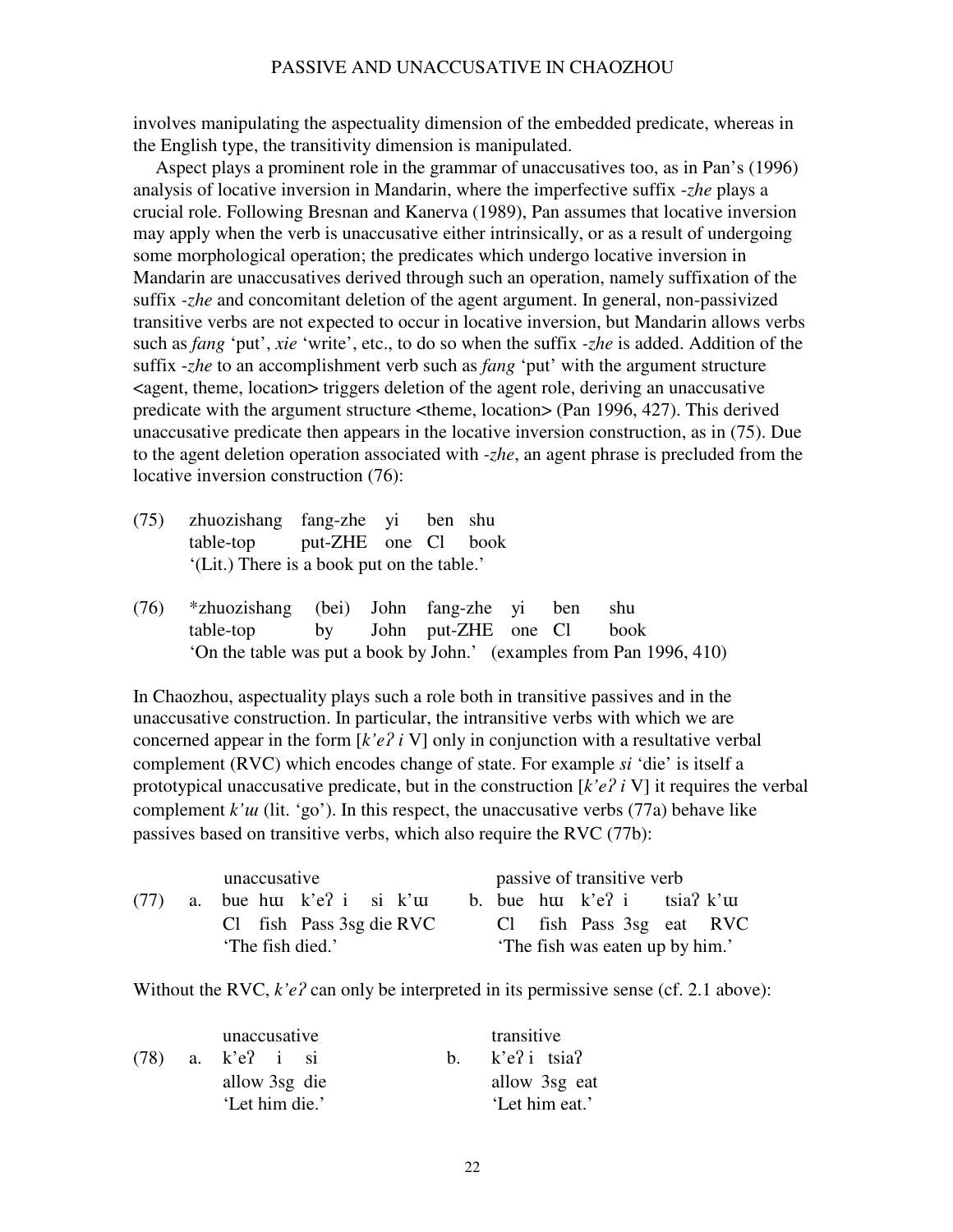involves manipulating the aspectuality dimension of the embedded predicate, whereas in the English type, the transitivity dimension is manipulated.

Aspect plays a prominent role in the grammar of unaccusatives too, as in Pan's (1996) analysis of locative inversion in Mandarin, where the imperfective suffix *-zhe* plays a crucial role. Following Bresnan and Kanerva (1989), Pan assumes that locative inversion may apply when the verb is unaccusative either intrinsically, or as a result of undergoing some morphological operation; the predicates which undergo locative inversion in Mandarin are unaccusatives derived through such an operation, namely suffixation of the suffix *-zhe* and concomitant deletion of the agent argument. In general, non-passivized transitive verbs are not expected to occur in locative inversion, but Mandarin allows verbs such as *fang* 'put', *xie* 'write', etc., to do so when the suffix *-zhe* is added. Addition of the suffix *-zhe* to an accomplishment verb such as *fang* 'put' with the argument structure <agent, theme, location> triggers deletion of the agent role, deriving an unaccusative predicate with the argument structure <theme, location> (Pan 1996, 427). This derived unaccusative predicate then appears in the locative inversion construction, as in (75). Due to the agent deletion operation associated with *-zhe*, an agent phrase is precluded from the locative inversion construction (76):

(75) zhuozishang fang-zhe yi ben shu
     table-top put-ZHE one Cl book
     '(Lit.) There is a book put on the table.'

(76) *zhuozishang (bei) John fang-zhe yi ben shu
     table-top by John put-ZHE one Cl book
     'On the table was put a book by John.' (examples from Pan 1996, 410)

In Chaozhou, aspectuality plays such a role both in transitive passives and in the unaccusative construction. In particular, the intransitive verbs with which we are concerned appear in the form [*k'eʔ i* V] only in conjunction with a resultative verbal complement (RVC) which encodes change of state. For example *si* 'die' is itself a prototypical unaccusative predicate, but in the construction [*k'eʔ i* V] it requires the verbal complement *k'ɯ* (lit. 'go'). In this respect, the unaccusative verbs (77a) behave like passives based on transitive verbs, which also require the RVC (77b):

(77) unaccusative
     a. bue hɯ k'eʔ i si k'ɯ
        Cl fish Pass 3sg die RVC
        'The fish died.'

     passive of transitive verb
     b. bue hɯ k'eʔ i tsiaʔ k'ɯ
        Cl fish Pass 3sg eat RVC
        'The fish was eaten up by him.'

Without the RVC, *k'eʔ* can only be interpreted in its permissive sense (cf. 2.1 above):

(78) unaccusative
     a. k'eʔ i si
        allow 3sg die
        'Let him die.'

     transitive
     b. k'eʔ i tsiaʔ
        allow 3sg eat
        'Let him eat.'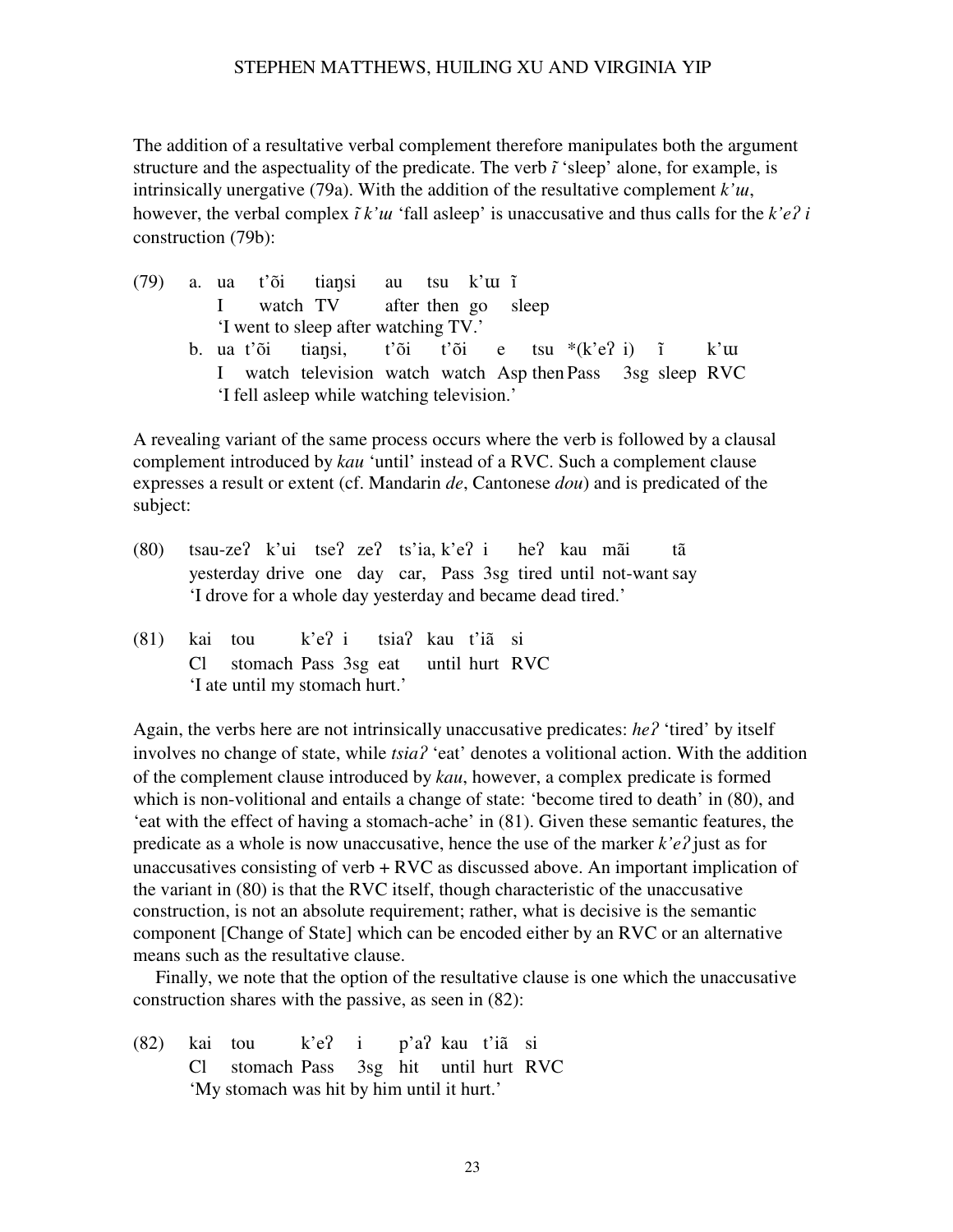The addition of a resultative verbal complement therefore manipulates both the argument structure and the aspectuality of the predicate. The verb *ĩ* 'sleep' alone, for example, is intrinsically unergative (79a). With the addition of the resultative complement *k'ɯ*, however, the verbal complex *ĩ k'ɯ* 'fall asleep' is unaccusative and thus calls for the *k'eʔ i* construction (79b):

(79) a. ua t'õi tiaŋsi au tsu k'ɯ ĩ
   I watch TV after then go sleep
   'I went to sleep after watching TV.'

  b. ua t'õi tiaŋsi, t'õi t'õi e tsu *(k'eʔ i) ĩ k'ɯ
   I watch television watch watch Asp then Pass 3sg sleep RVC
   'I fell asleep while watching television.'

A revealing variant of the same process occurs where the verb is followed by a clausal complement introduced by *kau* 'until' instead of a RVC. Such a complement clause expresses a result or extent (cf. Mandarin *de*, Cantonese *dou*) and is predicated of the subject:

(80) tsau-zeʔ k'ui tseʔ zeʔ ts'ia, k'eʔ i heʔ kau mãi tã
   yesterday drive one day car, Pass 3sg tired until not-want say
   'I drove for a whole day yesterday and became dead tired.'

(81) kai tou k'eʔ i tsiaʔ kau t'iã si
   Cl stomach Pass 3sg eat until hurt RVC
   'I ate until my stomach hurt.'

Again, the verbs here are not intrinsically unaccusative predicates: *heʔ* 'tired' by itself involves no change of state, while *tsiaʔ* 'eat' denotes a volitional action. With the addition of the complement clause introduced by *kau*, however, a complex predicate is formed which is non-volitional and entails a change of state: 'become tired to death' in (80), and 'eat with the effect of having a stomach-ache' in (81). Given these semantic features, the predicate as a whole is now unaccusative, hence the use of the marker *k'eʔ* just as for unaccusatives consisting of verb + RVC as discussed above. An important implication of the variant in (80) is that the RVC itself, though characteristic of the unaccusative construction, is not an absolute requirement; rather, what is decisive is the semantic component [Change of State] which can be encoded either by an RVC or an alternative means such as the resultative clause.

Finally, we note that the option of the resultative clause is one which the unaccusative construction shares with the passive, as seen in (82):

(82) kai tou k'eʔ i p'aʔ kau t'iã si
   Cl stomach Pass 3sg hit until hurt RVC
   'My stomach was hit by him until it hurt.'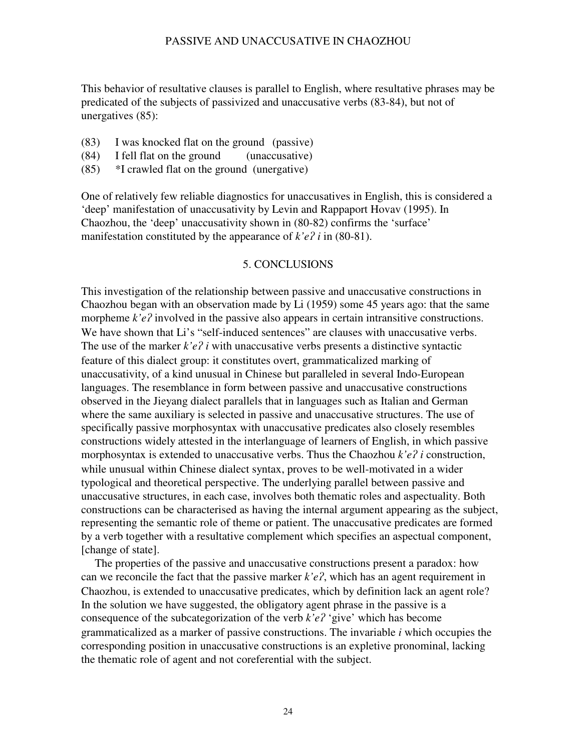This behavior of resultative clauses is parallel to English, where resultative phrases may be predicated of the subjects of passivized and unaccusative verbs (83-84), but not of unergatives (85):

(83) I was knocked flat on the ground (passive)
(84) I fell flat on the ground (unaccusative)
(85) *I crawled flat on the ground (unergative)

One of relatively few reliable diagnostics for unaccusatives in English, this is considered a 'deep' manifestation of unaccusativity by Levin and Rappaport Hovav (1995). In Chaozhou, the 'deep' unaccusativity shown in (80-82) confirms the 'surface' manifestation constituted by the appearance of *k'eʔ i* in (80-81).

## 5. CONCLUSIONS

This investigation of the relationship between passive and unaccusative constructions in Chaozhou began with an observation made by Li (1959) some 45 years ago: that the same morpheme *k'eʔ* involved in the passive also appears in certain intransitive constructions. We have shown that Li's "self-induced sentences" are clauses with unaccusative verbs. The use of the marker *k'eʔ i* with unaccusative verbs presents a distinctive syntactic feature of this dialect group: it constitutes overt, grammaticalized marking of unaccusativity, of a kind unusual in Chinese but paralleled in several Indo-European languages. The resemblance in form between passive and unaccusative constructions observed in the Jieyang dialect parallels that in languages such as Italian and German where the same auxiliary is selected in passive and unaccusative structures. The use of specifically passive morphosyntax with unaccusative predicates also closely resembles constructions widely attested in the interlanguage of learners of English, in which passive morphosyntax is extended to unaccusative verbs. Thus the Chaozhou *k'eʔ i* construction, while unusual within Chinese dialect syntax, proves to be well-motivated in a wider typological and theoretical perspective. The underlying parallel between passive and unaccusative structures, in each case, involves both thematic roles and aspectuality. Both constructions can be characterised as having the internal argument appearing as the subject, representing the semantic role of theme or patient. The unaccusative predicates are formed by a verb together with a resultative complement which specifies an aspectual component, [change of state].

The properties of the passive and unaccusative constructions present a paradox: how can we reconcile the fact that the passive marker *k'eʔ*, which has an agent requirement in Chaozhou, is extended to unaccusative predicates, which by definition lack an agent role? In the solution we have suggested, the obligatory agent phrase in the passive is a consequence of the subcategorization of the verb *k'eʔ* 'give' which has become grammaticalized as a marker of passive constructions. The invariable *i* which occupies the corresponding position in unaccusative constructions is an expletive pronominal, lacking the thematic role of agent and not coreferential with the subject.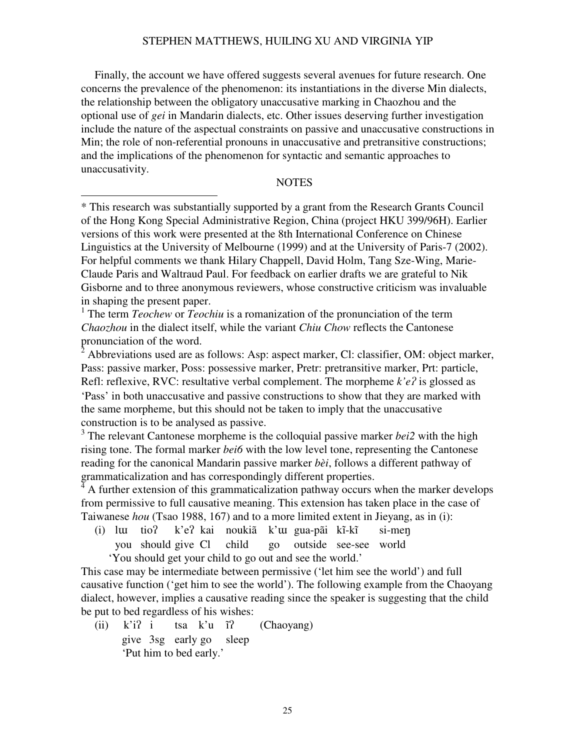Finally, the account we have offered suggests several avenues for future research. One concerns the prevalence of the phenomenon: its instantiations in the diverse Min dialects, the relationship between the obligatory unaccusative marking in Chaozhou and the optional use of *gei* in Mandarin dialects, etc. Other issues deserving further investigation include the nature of the aspectual constraints on passive and unaccusative constructions in Min; the role of non-referential pronouns in unaccusative and pretransitive constructions; and the implications of the phenomenon for syntactic and semantic approaches to unaccusativity.

## NOTES

\* This research was substantially supported by a grant from the Research Grants Council of the Hong Kong Special Administrative Region, China (project HKU 399/96H). Earlier versions of this work were presented at the 8th International Conference on Chinese Linguistics at the University of Melbourne (1999) and at the University of Paris-7 (2002). For helpful comments we thank Hilary Chappell, David Holm, Tang Sze-Wing, Marie-Claude Paris and Waltraud Paul. For feedback on earlier drafts we are grateful to Nik Gisborne and to three anonymous reviewers, whose constructive criticism was invaluable in shaping the present paper.

[1] The term *Teochew* or *Teochiu* is a romanization of the pronunciation of the term *Chaozhou* in the dialect itself, while the variant *Chiu Chow* reflects the Cantonese pronunciation of the word.

[2] Abbreviations used are as follows: Asp: aspect marker, Cl: classifier, OM: object marker, Pass: passive marker, Poss: possessive marker, Pretr: pretransitive marker, Prt: particle, Refl: reflexive, RVC: resultative verbal complement. The morpheme *k'eʔ* is glossed as 'Pass' in both unaccusative and passive constructions to show that they are marked with the same morpheme, but this should not be taken to imply that the unaccusative construction is to be analysed as passive.

[3] The relevant Cantonese morpheme is the colloquial passive marker *bei2* with the high rising tone. The formal marker *bei6* with the low level tone, representing the Cantonese reading for the canonical Mandarin passive marker *bèi*, follows a different pathway of grammaticalization and has correspondingly different properties.

[4] A further extension of this grammaticalization pathway occurs when the marker develops from permissive to full causative meaning. This extension has taken place in the case of Taiwanese *hou* (Tsao 1988, 167) and to a more limited extent in Jieyang, as in (i):

(i) lɯ tioʔ k'eʔ kai noukiã k'ɯ gua-pãi kĩ-kĩ si-meŋ
you should give Cl child go outside see-see world
'You should get your child to go out and see the world.'

This case may be intermediate between permissive ('let him see the world') and full causative function ('get him to see the world'). The following example from the Chaoyang dialect, however, implies a causative reading since the speaker is suggesting that the child be put to bed regardless of his wishes:

(ii) k'iʔ i tsa k'u ĩʔ (Chaoyang)
give 3sg early go sleep
'Put him to bed early.'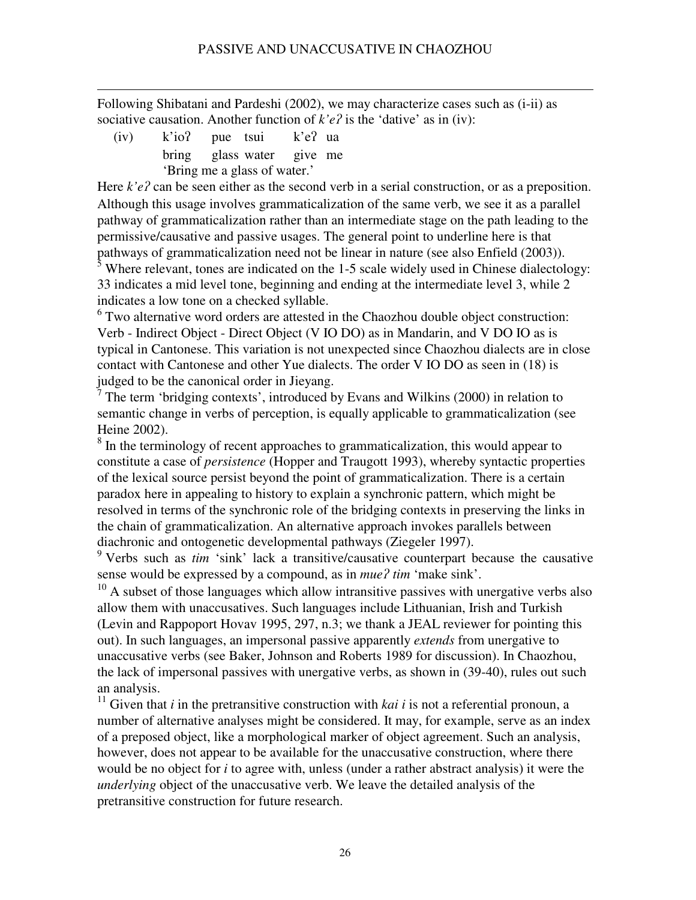Following Shibatani and Pardeshi (2002), we may characterize cases such as (i-ii) as sociative causation. Another function of *k'eʔ* is the 'dative' as in (iv):

| (iv) | k'ioʔ | pue | tsui | k'eʔ | ua |
|---|---|---|---|---|---|
| | bring | glass | water | give | me |
| | 'Bring me a glass of water.' | | | | |

Here *k'eʔ* can be seen either as the second verb in a serial construction, or as a preposition. Although this usage involves grammaticalization of the same verb, we see it as a parallel pathway of grammaticalization rather than an intermediate stage on the path leading to the permissive/causative and passive usages. The general point to underline here is that pathways of grammaticalization need not be linear in nature (see also Enfield (2003)).

[5] Where relevant, tones are indicated on the 1-5 scale widely used in Chinese dialectology: 33 indicates a mid level tone, beginning and ending at the intermediate level 3, while 2 indicates a low tone on a checked syllable.

[6] Two alternative word orders are attested in the Chaozhou double object construction: Verb - Indirect Object - Direct Object (V IO DO) as in Mandarin, and V DO IO as is typical in Cantonese. This variation is not unexpected since Chaozhou dialects are in close contact with Cantonese and other Yue dialects. The order V IO DO as seen in (18) is judged to be the canonical order in Jieyang.

[7] The term 'bridging contexts', introduced by Evans and Wilkins (2000) in relation to semantic change in verbs of perception, is equally applicable to grammaticalization (see Heine 2002).

[8] In the terminology of recent approaches to grammaticalization, this would appear to constitute a case of *persistence* (Hopper and Traugott 1993), whereby syntactic properties of the lexical source persist beyond the point of grammaticalization. There is a certain paradox here in appealing to history to explain a synchronic pattern, which might be resolved in terms of the synchronic role of the bridging contexts in preserving the links in the chain of grammaticalization. An alternative approach invokes parallels between diachronic and ontogenetic developmental pathways (Ziegeler 1997).

[9] Verbs such as *tim* 'sink' lack a transitive/causative counterpart because the causative sense would be expressed by a compound, as in *mueʔ tim* 'make sink'.

[10] A subset of those languages which allow intransitive passives with unergative verbs also allow them with unaccusatives. Such languages include Lithuanian, Irish and Turkish (Levin and Rappoport Hovav 1995, 297, n.3; we thank a JEAL reviewer for pointing this out). In such languages, an impersonal passive apparently *extends* from unergative to unaccusative verbs (see Baker, Johnson and Roberts 1989 for discussion). In Chaozhou, the lack of impersonal passives with unergative verbs, as shown in (39-40), rules out such an analysis.

[11] Given that *i* in the pretransitive construction with *kai i* is not a referential pronoun, a number of alternative analyses might be considered. It may, for example, serve as an index of a preposed object, like a morphological marker of object agreement. Such an analysis, however, does not appear to be available for the unaccusative construction, where there would be no object for *i* to agree with, unless (under a rather abstract analysis) it were the *underlying* object of the unaccusative verb. We leave the detailed analysis of the pretransitive construction for future research.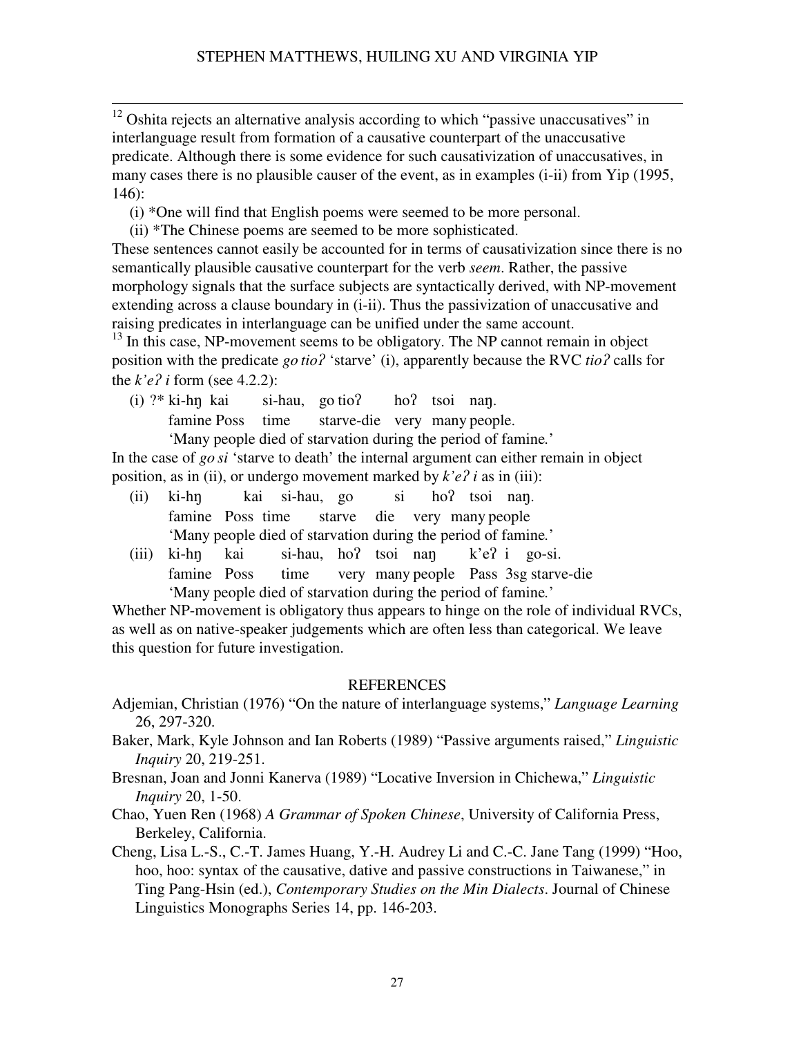[12] Oshita rejects an alternative analysis according to which "passive unaccusatives" in interlanguage result from formation of a causative counterpart of the unaccusative predicate. Although there is some evidence for such causativization of unaccusatives, in many cases there is no plausible causer of the event, as in examples (i-ii) from Yip (1995, 146):

(i) *One will find that English poems were seemed to be more personal.

(ii) *The Chinese poems are seemed to be more sophisticated.

These sentences cannot easily be accounted for in terms of causativization since there is no semantically plausible causative counterpart for the verb *seem*. Rather, the passive morphology signals that the surface subjects are syntactically derived, with NP-movement extending across a clause boundary in (i-ii). Thus the passivization of unaccusative and raising predicates in interlanguage can be unified under the same account.

[13] In this case, NP-movement seems to be obligatory. The NP cannot remain in object position with the predicate *go tioʔ* 'starve' (i), apparently because the RVC *tioʔ* calls for the *k'eʔ i* form (see 4.2.2):

(i) ?* ki-hŋ kai si-hau, go tioʔ hoʔ tsoi naŋ.
famine Poss time starve-die very many people.
'Many people died of starvation during the period of famine.'

In the case of *go si* 'starve to death' the internal argument can either remain in object position, as in (ii), or undergo movement marked by *k'eʔ i* as in (iii):

(ii) ki-hŋ kai si-hau, go si hoʔ tsoi naŋ.
famine Poss time starve die very many people
'Many people died of starvation during the period of famine.'

(iii) ki-hŋ kai si-hau, hoʔ tsoi naŋ k'eʔ i go-si.
famine Poss time very many people Pass 3sg starve-die
'Many people died of starvation during the period of famine.'

Whether NP-movement is obligatory thus appears to hinge on the role of individual RVCs, as well as on native-speaker judgements which are often less than categorical. We leave this question for future investigation.

## REFERENCES

Adjemian, Christian (1976) "On the nature of interlanguage systems," *Language Learning* 26, 297-320.

Baker, Mark, Kyle Johnson and Ian Roberts (1989) "Passive arguments raised," *Linguistic Inquiry* 20, 219-251.

Bresnan, Joan and Jonni Kanerva (1989) "Locative Inversion in Chichewa," *Linguistic Inquiry* 20, 1-50.

Chao, Yuen Ren (1968) *A Grammar of Spoken Chinese*, University of California Press, Berkeley, California.

Cheng, Lisa L.-S., C.-T. James Huang, Y.-H. Audrey Li and C.-C. Jane Tang (1999) "Hoo, hoo, hoo: syntax of the causative, dative and passive constructions in Taiwanese," in Ting Pang-Hsin (ed.), *Contemporary Studies on the Min Dialects*. Journal of Chinese Linguistics Monographs Series 14, pp. 146-203.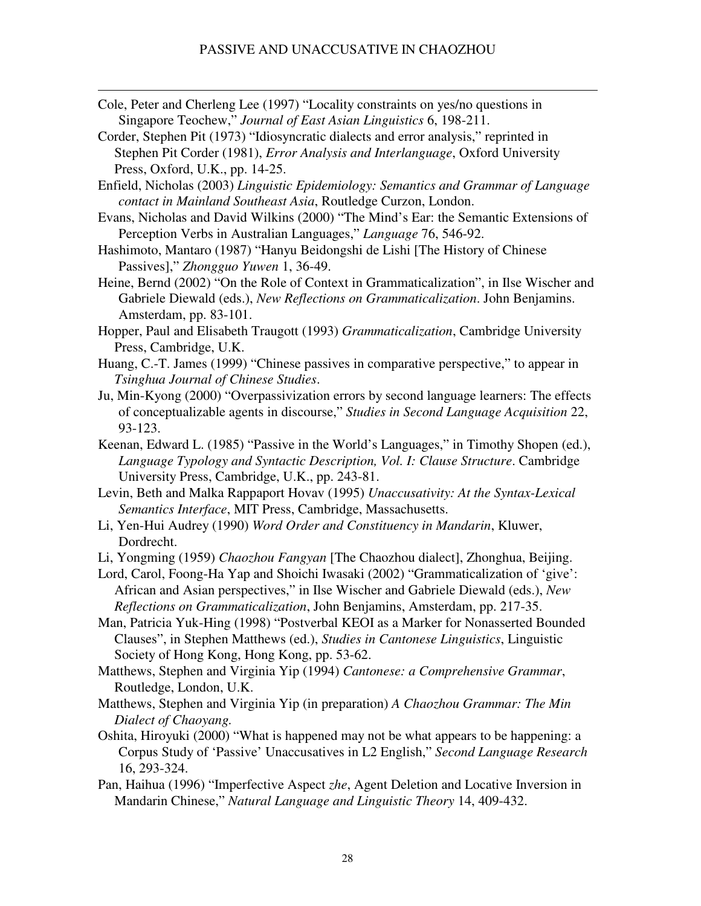Cole, Peter and Cherleng Lee (1997) "Locality constraints on yes/no questions in Singapore Teochew," *Journal of East Asian Linguistics* 6, 198-211.

Corder, Stephen Pit (1973) "Idiosyncratic dialects and error analysis," reprinted in Stephen Pit Corder (1981), *Error Analysis and Interlanguage*, Oxford University Press, Oxford, U.K., pp. 14-25.

Enfield, Nicholas (2003) *Linguistic Epidemiology: Semantics and Grammar of Language contact in Mainland Southeast Asia*, Routledge Curzon, London.

Evans, Nicholas and David Wilkins (2000) "The Mind's Ear: the Semantic Extensions of Perception Verbs in Australian Languages," *Language* 76, 546-92.

Hashimoto, Mantaro (1987) "Hanyu Beidongshi de Lishi [The History of Chinese Passives]," *Zhongguo Yuwen* 1, 36-49.

Heine, Bernd (2002) "On the Role of Context in Grammaticalization", in Ilse Wischer and Gabriele Diewald (eds.), *New Reflections on Grammaticalization*. John Benjamins. Amsterdam, pp. 83-101.

Hopper, Paul and Elisabeth Traugott (1993) *Grammaticalization*, Cambridge University Press, Cambridge, U.K.

Huang, C.-T. James (1999) "Chinese passives in comparative perspective," to appear in *Tsinghua Journal of Chinese Studies*.

Ju, Min-Kyong (2000) "Overpassivization errors by second language learners: The effects of conceptualizable agents in discourse," *Studies in Second Language Acquisition* 22, 93-123.

Keenan, Edward L. (1985) "Passive in the World's Languages," in Timothy Shopen (ed.), *Language Typology and Syntactic Description, Vol. I: Clause Structure*. Cambridge University Press, Cambridge, U.K., pp. 243-81.

Levin, Beth and Malka Rappaport Hovav (1995) *Unaccusativity: At the Syntax-Lexical Semantics Interface*, MIT Press, Cambridge, Massachusetts.

Li, Yen-Hui Audrey (1990) *Word Order and Constituency in Mandarin*, Kluwer, Dordrecht.

Li, Yongming (1959) *Chaozhou Fangyan* [The Chaozhou dialect], Zhonghua, Beijing.

Lord, Carol, Foong-Ha Yap and Shoichi Iwasaki (2002) "Grammaticalization of 'give': African and Asian perspectives," in Ilse Wischer and Gabriele Diewald (eds.), *New Reflections on Grammaticalization*, John Benjamins, Amsterdam, pp. 217-35.

Man, Patricia Yuk-Hing (1998) "Postverbal KEOI as a Marker for Nonasserted Bounded Clauses", in Stephen Matthews (ed.), *Studies in Cantonese Linguistics*, Linguistic Society of Hong Kong, Hong Kong, pp. 53-62.

Matthews, Stephen and Virginia Yip (1994) *Cantonese: a Comprehensive Grammar*, Routledge, London, U.K.

Matthews, Stephen and Virginia Yip (in preparation) *A Chaozhou Grammar: The Min Dialect of Chaoyang.*

Oshita, Hiroyuki (2000) "What is happened may not be what appears to be happening: a Corpus Study of 'Passive' Unaccusatives in L2 English," *Second Language Research* 16, 293-324.

Pan, Haihua (1996) "Imperfective Aspect *zhe*, Agent Deletion and Locative Inversion in Mandarin Chinese," *Natural Language and Linguistic Theory* 14, 409-432.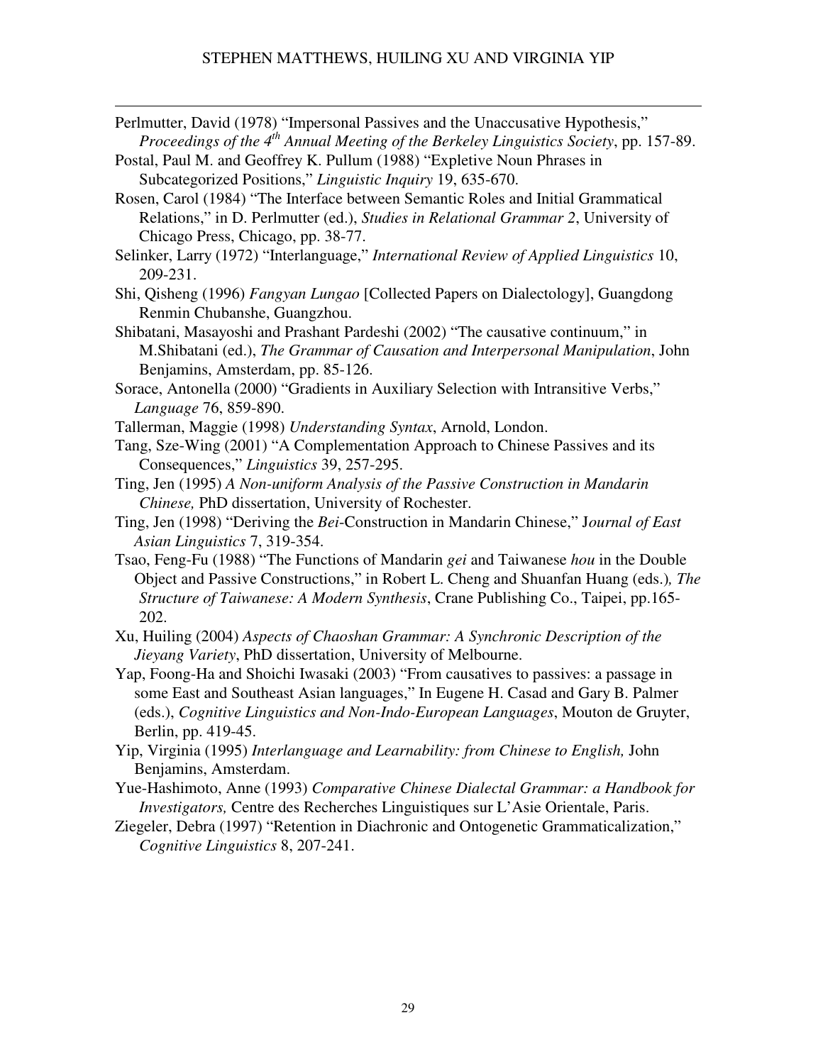Perlmutter, David (1978) "Impersonal Passives and the Unaccusative Hypothesis," *Proceedings of the 4th Annual Meeting of the Berkeley Linguistics Society*, pp. 157-89.

Postal, Paul M. and Geoffrey K. Pullum (1988) "Expletive Noun Phrases in Subcategorized Positions," *Linguistic Inquiry* 19, 635-670.

Rosen, Carol (1984) "The Interface between Semantic Roles and Initial Grammatical Relations," in D. Perlmutter (ed.), *Studies in Relational Grammar 2*, University of Chicago Press, Chicago, pp. 38-77.

Selinker, Larry (1972) "Interlanguage," *International Review of Applied Linguistics* 10, 209-231.

Shi, Qisheng (1996) *Fangyan Lungao* [Collected Papers on Dialectology], Guangdong Renmin Chubanshe, Guangzhou.

Shibatani, Masayoshi and Prashant Pardeshi (2002) "The causative continuum," in M.Shibatani (ed.), *The Grammar of Causation and Interpersonal Manipulation*, John Benjamins, Amsterdam, pp. 85-126.

Sorace, Antonella (2000) "Gradients in Auxiliary Selection with Intransitive Verbs," *Language* 76, 859-890.

Tallerman, Maggie (1998) *Understanding Syntax*, Arnold, London.

Tang, Sze-Wing (2001) "A Complementation Approach to Chinese Passives and its Consequences," *Linguistics* 39, 257-295.

Ting, Jen (1995) *A Non-uniform Analysis of the Passive Construction in Mandarin Chinese,* PhD dissertation, University of Rochester.

Ting, Jen (1998) "Deriving the *Bei*-Construction in Mandarin Chinese," J*ournal of East Asian Linguistics* 7, 319-354.

Tsao, Feng-Fu (1988) "The Functions of Mandarin *gei* and Taiwanese *hou* in the Double Object and Passive Constructions," in Robert L. Cheng and Shuanfan Huang (eds.)*, The Structure of Taiwanese: A Modern Synthesis*, Crane Publishing Co., Taipei, pp.165-202.

Xu, Huiling (2004) *Aspects of Chaoshan Grammar: A Synchronic Description of the Jieyang Variety*, PhD dissertation, University of Melbourne.

Yap, Foong-Ha and Shoichi Iwasaki (2003) "From causatives to passives: a passage in some East and Southeast Asian languages," In Eugene H. Casad and Gary B. Palmer (eds.), *Cognitive Linguistics and Non-Indo-European Languages*, Mouton de Gruyter, Berlin, pp. 419-45.

Yip, Virginia (1995) *Interlanguage and Learnability: from Chinese to English,* John Benjamins, Amsterdam.

Yue-Hashimoto, Anne (1993) *Comparative Chinese Dialectal Grammar: a Handbook for Investigators,* Centre des Recherches Linguistiques sur L'Asie Orientale, Paris.

Ziegeler, Debra (1997) "Retention in Diachronic and Ontogenetic Grammaticalization," *Cognitive Linguistics* 8, 207-241.